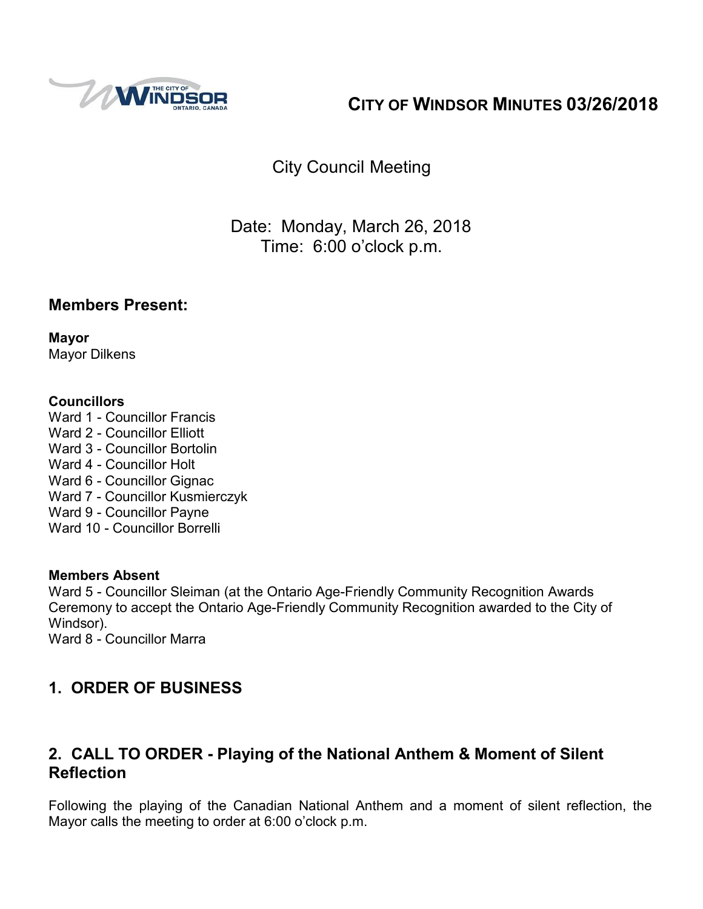# City of Windsor Minutes 03/26/2018

City Council Meeting

Date: Monday, March 26, 2018
Time: 6:00 o'clock p.m.

## Members Present:

**Mayor**
Mayor Dilkens

**Councillors**
Ward 1 - Councillor Francis
Ward 2 - Councillor Elliott
Ward 3 - Councillor Bortolin
Ward 4 - Councillor Holt
Ward 6 - Councillor Gignac
Ward 7 - Councillor Kusmierczyk
Ward 9 - Councillor Payne
Ward 10 - Councillor Borrelli

**Members Absent**
Ward 5 - Councillor Sleiman (at the Ontario Age-Friendly Community Recognition Awards Ceremony to accept the Ontario Age-Friendly Community Recognition awarded to the City of Windsor).
Ward 8 - Councillor Marra

## 1. ORDER OF BUSINESS

## 2. CALL TO ORDER - Playing of the National Anthem & Moment of Silent Reflection

Following the playing of the Canadian National Anthem and a moment of silent reflection, the Mayor calls the meeting to order at 6:00 o'clock p.m.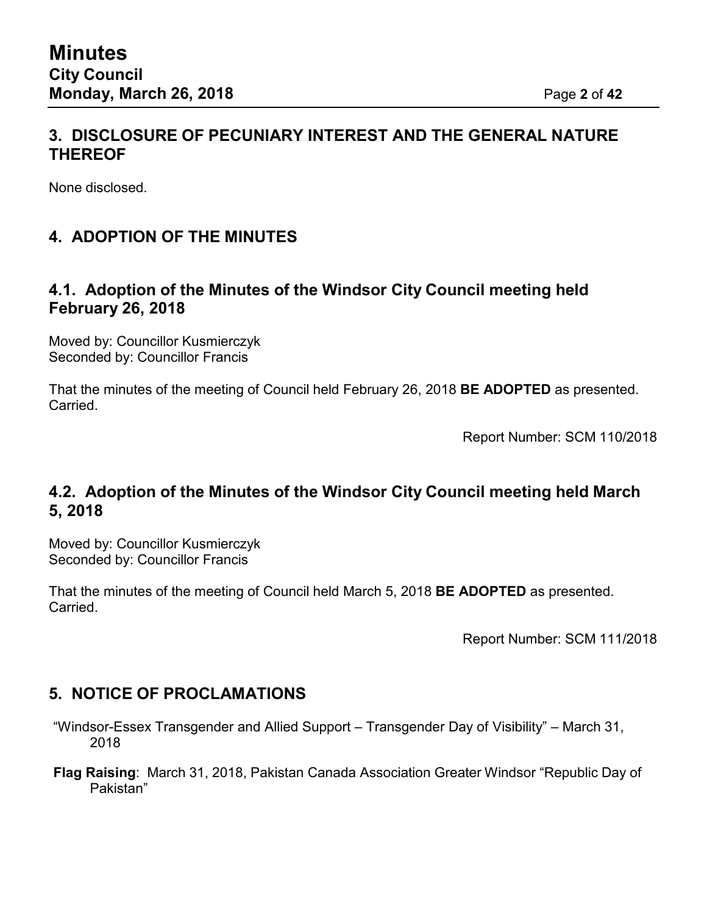## 3. DISCLOSURE OF PECUNIARY INTEREST AND THE GENERAL NATURE THEREOF

None disclosed.

## 4. ADOPTION OF THE MINUTES

### 4.1. Adoption of the Minutes of the Windsor City Council meeting held February 26, 2018

Moved by: Councillor Kusmierczyk
Seconded by: Councillor Francis

That the minutes of the meeting of Council held February 26, 2018 **BE ADOPTED** as presented.
Carried.

Report Number: SCM 110/2018

### 4.2. Adoption of the Minutes of the Windsor City Council meeting held March 5, 2018

Moved by: Councillor Kusmierczyk
Seconded by: Councillor Francis

That the minutes of the meeting of Council held March 5, 2018 **BE ADOPTED** as presented.
Carried.

Report Number: SCM 111/2018

## 5. NOTICE OF PROCLAMATIONS

"Windsor-Essex Transgender and Allied Support – Transgender Day of Visibility" – March 31, 2018

**Flag Raising**: March 31, 2018, Pakistan Canada Association Greater Windsor "Republic Day of Pakistan"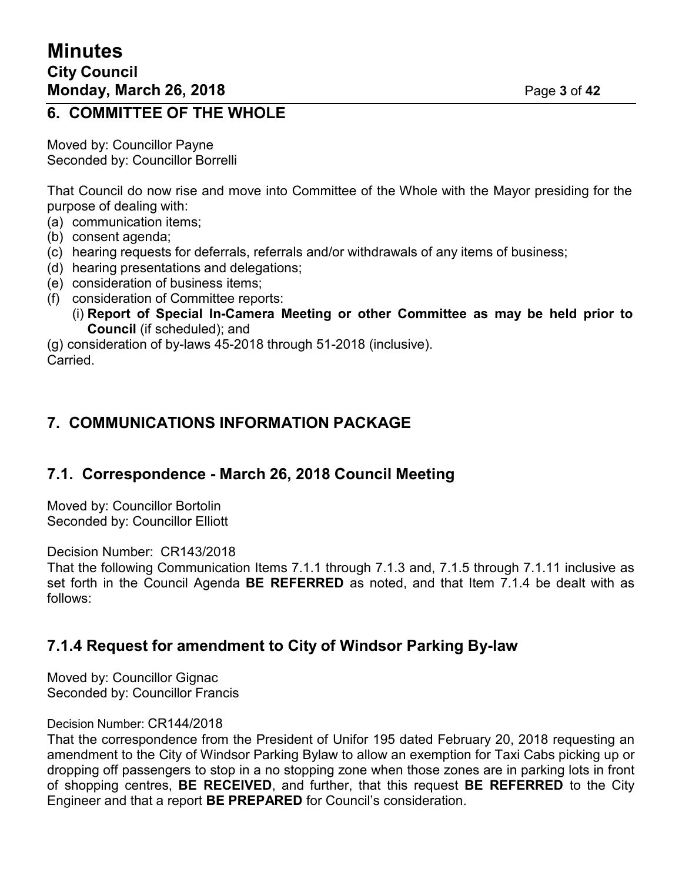## 6. COMMITTEE OF THE WHOLE

Moved by: Councillor Payne
Seconded by: Councillor Borrelli

That Council do now rise and move into Committee of the Whole with the Mayor presiding for the purpose of dealing with:

(a) communication items;
(b) consent agenda;
(c) hearing requests for deferrals, referrals and/or withdrawals of any items of business;
(d) hearing presentations and delegations;
(e) consideration of business items;
(f) consideration of Committee reports:
    (i) **Report of Special In-Camera Meeting or other Committee as may be held prior to Council** (if scheduled); and

(g) consideration of by-laws 45-2018 through 51-2018 (inclusive).
Carried.

## 7. COMMUNICATIONS INFORMATION PACKAGE

### 7.1. Correspondence - March 26, 2018 Council Meeting

Moved by: Councillor Bortolin
Seconded by: Councillor Elliott

Decision Number: CR143/2018
That the following Communication Items 7.1.1 through 7.1.3 and, 7.1.5 through 7.1.11 inclusive as set forth in the Council Agenda **BE REFERRED** as noted, and that Item 7.1.4 be dealt with as follows:

### 7.1.4 Request for amendment to City of Windsor Parking By-law

Moved by: Councillor Gignac
Seconded by: Councillor Francis

Decision Number: CR144/2018
That the correspondence from the President of Unifor 195 dated February 20, 2018 requesting an amendment to the City of Windsor Parking Bylaw to allow an exemption for Taxi Cabs picking up or dropping off passengers to stop in a no stopping zone when those zones are in parking lots in front of shopping centres, **BE RECEIVED**, and further, that this request **BE REFERRED** to the City Engineer and that a report **BE PREPARED** for Council's consideration.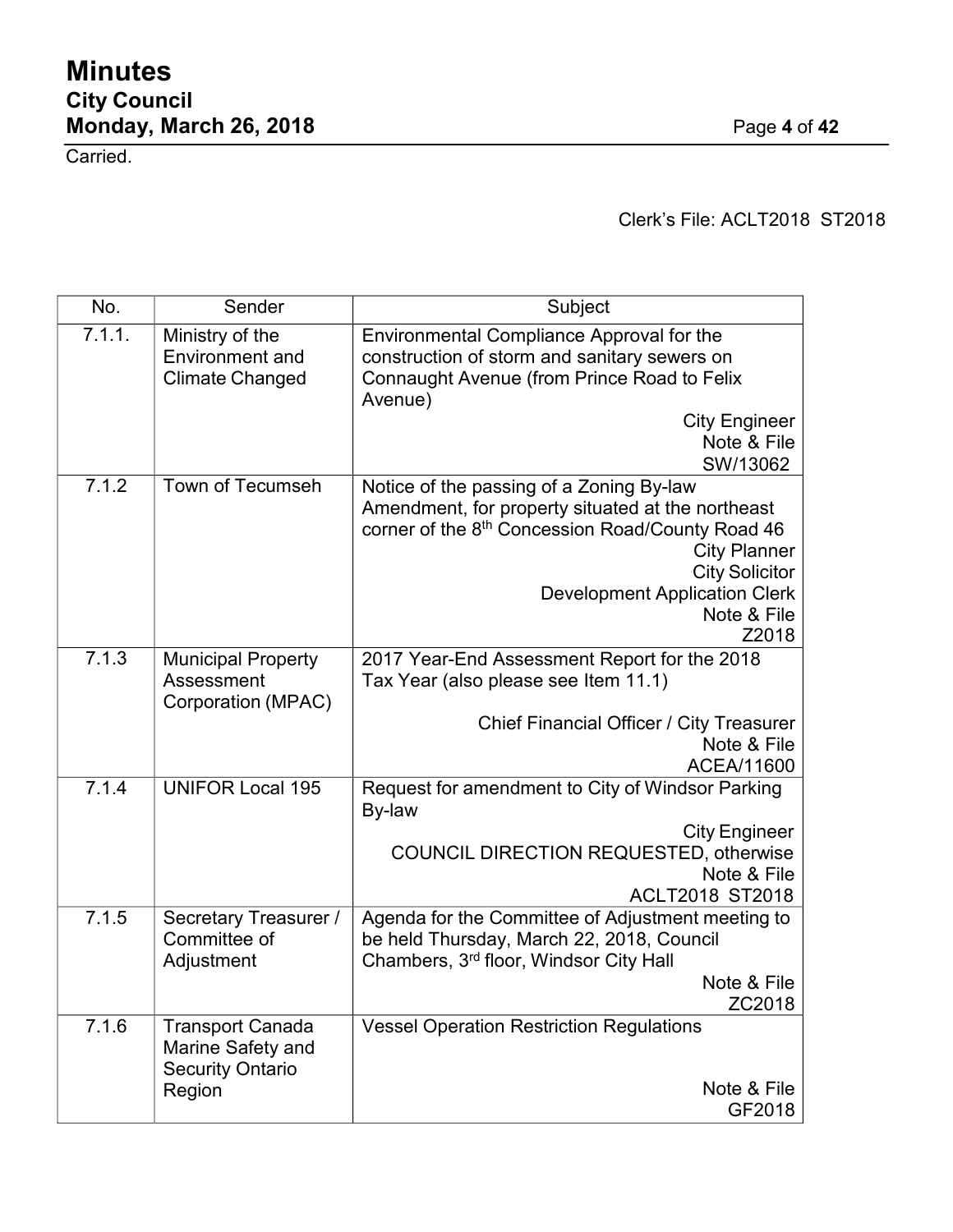Carried.

Clerk's File: ACLT2018 ST2018

| No. | Sender | Subject |
|---|---|---|
| 7.1.1. | Ministry of the Environment and Climate Changed | Environmental Compliance Approval for the construction of storm and sanitary sewers on Connaught Avenue (from Prince Road to Felix Avenue)<br>City Engineer<br>Note & File<br>SW/13062 |
| 7.1.2 | Town of Tecumseh | Notice of the passing of a Zoning By-law Amendment, for property situated at the northeast corner of the 8th Concession Road/County Road 46<br>City Planner<br>City Solicitor<br>Development Application Clerk<br>Note & File<br>Z2018 |
| 7.1.3 | Municipal Property Assessment Corporation (MPAC) | 2017 Year-End Assessment Report for the 2018 Tax Year (also please see Item 11.1)<br>Chief Financial Officer / City Treasurer<br>Note & File<br>ACEA/11600 |
| 7.1.4 | UNIFOR Local 195 | Request for amendment to City of Windsor Parking By-law<br>City Engineer<br>COUNCIL DIRECTION REQUESTED, otherwise<br>Note & File<br>ACLT2018 ST2018 |
| 7.1.5 | Secretary Treasurer / Committee of Adjustment | Agenda for the Committee of Adjustment meeting to be held Thursday, March 22, 2018, Council Chambers, 3rd floor, Windsor City Hall<br>Note & File<br>ZC2018 |
| 7.1.6 | Transport Canada Marine Safety and Security Ontario Region | Vessel Operation Restriction Regulations<br>Note & File<br>GF2018 |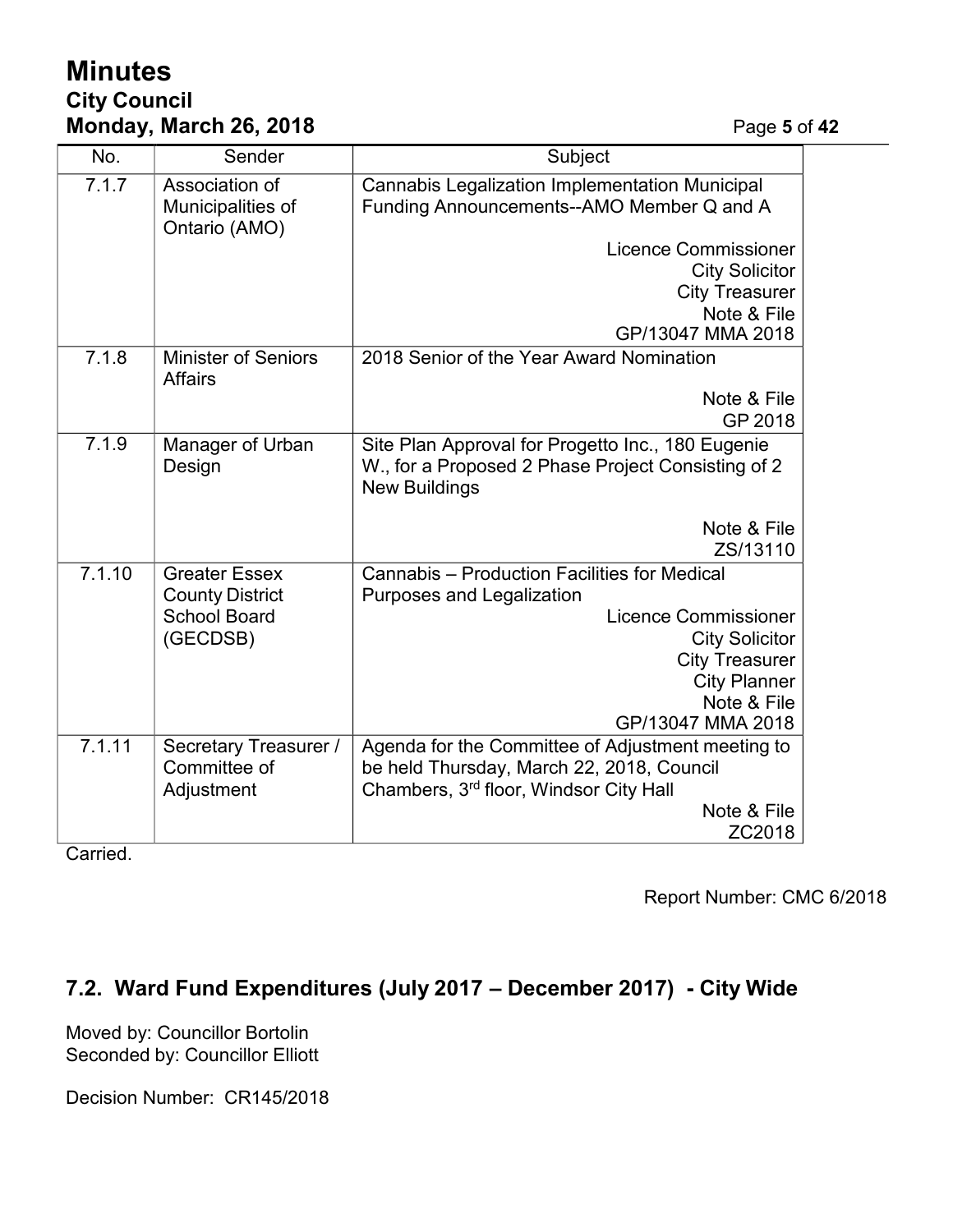| No. | Sender | Subject |
|---|---|---|
| 7.1.7 | Association of Municipalities of Ontario (AMO) | Cannabis Legalization Implementation Municipal Funding Announcements--AMO Member Q and A<br><br>Licence Commissioner<br>City Solicitor<br>City Treasurer<br>Note & File<br>GP/13047 MMA 2018 |
| 7.1.8 | Minister of Seniors Affairs | 2018 Senior of the Year Award Nomination<br><br>Note & File<br>GP 2018 |
| 7.1.9 | Manager of Urban Design | Site Plan Approval for Progetto Inc., 180 Eugenie W., for a Proposed 2 Phase Project Consisting of 2 New Buildings<br><br>Note & File<br>ZS/13110 |
| 7.1.10 | Greater Essex County District School Board (GECDSB) | Cannabis – Production Facilities for Medical Purposes and Legalization<br>Licence Commissioner<br>City Solicitor<br>City Treasurer<br>City Planner<br>Note & File<br>GP/13047 MMA 2018 |
| 7.1.11 | Secretary Treasurer / Committee of Adjustment | Agenda for the Committee of Adjustment meeting to be held Thursday, March 22, 2018, Council Chambers, 3rd floor, Windsor City Hall<br>Note & File<br>ZC2018 |

Carried.

Report Number: CMC 6/2018

## 7.2. Ward Fund Expenditures (July 2017 – December 2017) - City Wide

Moved by: Councillor Bortolin
Seconded by: Councillor Elliott

Decision Number: CR145/2018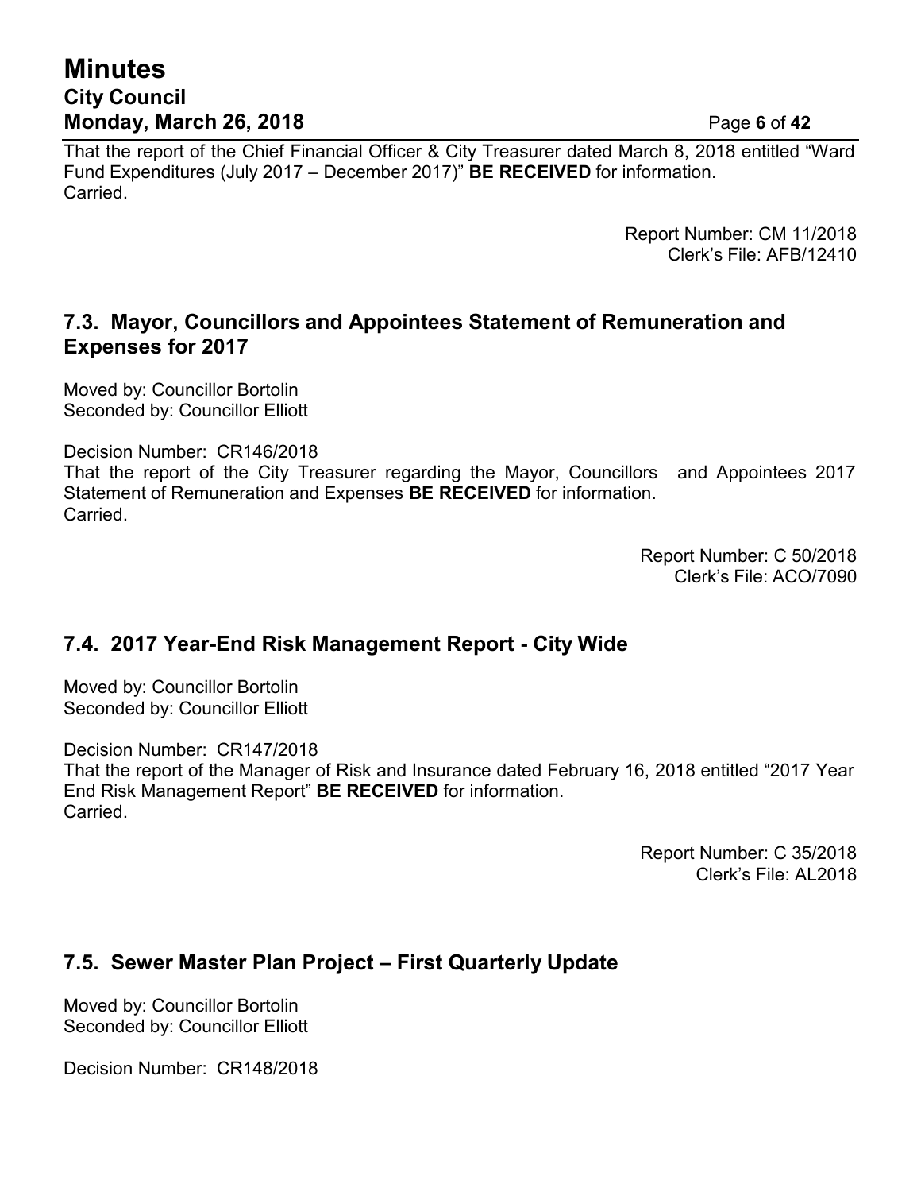That the report of the Chief Financial Officer & City Treasurer dated March 8, 2018 entitled "Ward Fund Expenditures (July 2017 – December 2017)" **BE RECEIVED** for information.
Carried.

Report Number: CM 11/2018
Clerk's File: AFB/12410

## 7.3. Mayor, Councillors and Appointees Statement of Remuneration and Expenses for 2017

Moved by: Councillor Bortolin
Seconded by: Councillor Elliott

Decision Number: CR146/2018
That the report of the City Treasurer regarding the Mayor, Councillors and Appointees 2017 Statement of Remuneration and Expenses **BE RECEIVED** for information.
Carried.

Report Number: C 50/2018
Clerk's File: ACO/7090

## 7.4. 2017 Year-End Risk Management Report - City Wide

Moved by: Councillor Bortolin
Seconded by: Councillor Elliott

Decision Number: CR147/2018
That the report of the Manager of Risk and Insurance dated February 16, 2018 entitled "2017 Year End Risk Management Report" **BE RECEIVED** for information.
Carried.

Report Number: C 35/2018
Clerk's File: AL2018

## 7.5. Sewer Master Plan Project – First Quarterly Update

Moved by: Councillor Bortolin
Seconded by: Councillor Elliott

Decision Number: CR148/2018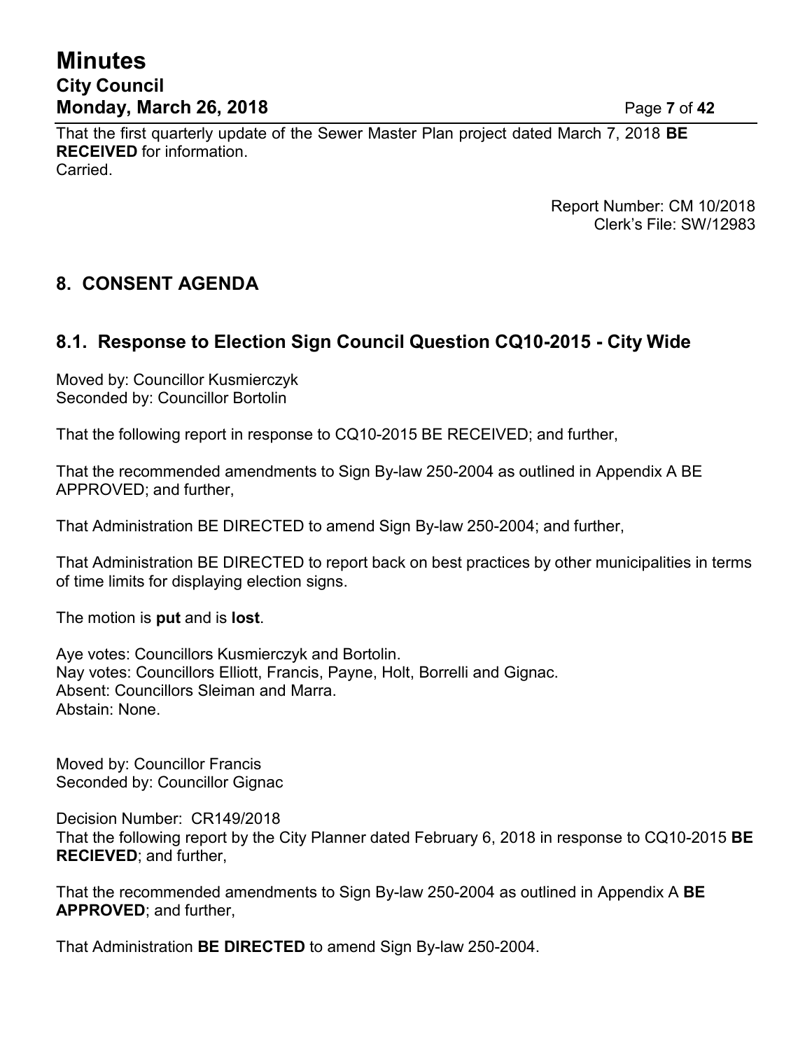That the first quarterly update of the Sewer Master Plan project dated March 7, 2018 **BE RECEIVED** for information.
Carried.

Report Number: CM 10/2018
Clerk's File: SW/12983

## 8. CONSENT AGENDA

### 8.1. Response to Election Sign Council Question CQ10-2015 - City Wide

Moved by: Councillor Kusmierczyk
Seconded by: Councillor Bortolin

That the following report in response to CQ10-2015 BE RECEIVED; and further,

That the recommended amendments to Sign By-law 250-2004 as outlined in Appendix A BE APPROVED; and further,

That Administration BE DIRECTED to amend Sign By-law 250-2004; and further,

That Administration BE DIRECTED to report back on best practices by other municipalities in terms of time limits for displaying election signs.

The motion is **put** and is **lost**.

Aye votes: Councillors Kusmierczyk and Bortolin.
Nay votes: Councillors Elliott, Francis, Payne, Holt, Borrelli and Gignac.
Absent: Councillors Sleiman and Marra.
Abstain: None.

Moved by: Councillor Francis
Seconded by: Councillor Gignac

Decision Number: CR149/2018
That the following report by the City Planner dated February 6, 2018 in response to CQ10-2015 **BE RECIEVED**; and further,

That the recommended amendments to Sign By-law 250-2004 as outlined in Appendix A **BE APPROVED**; and further,

That Administration **BE DIRECTED** to amend Sign By-law 250-2004.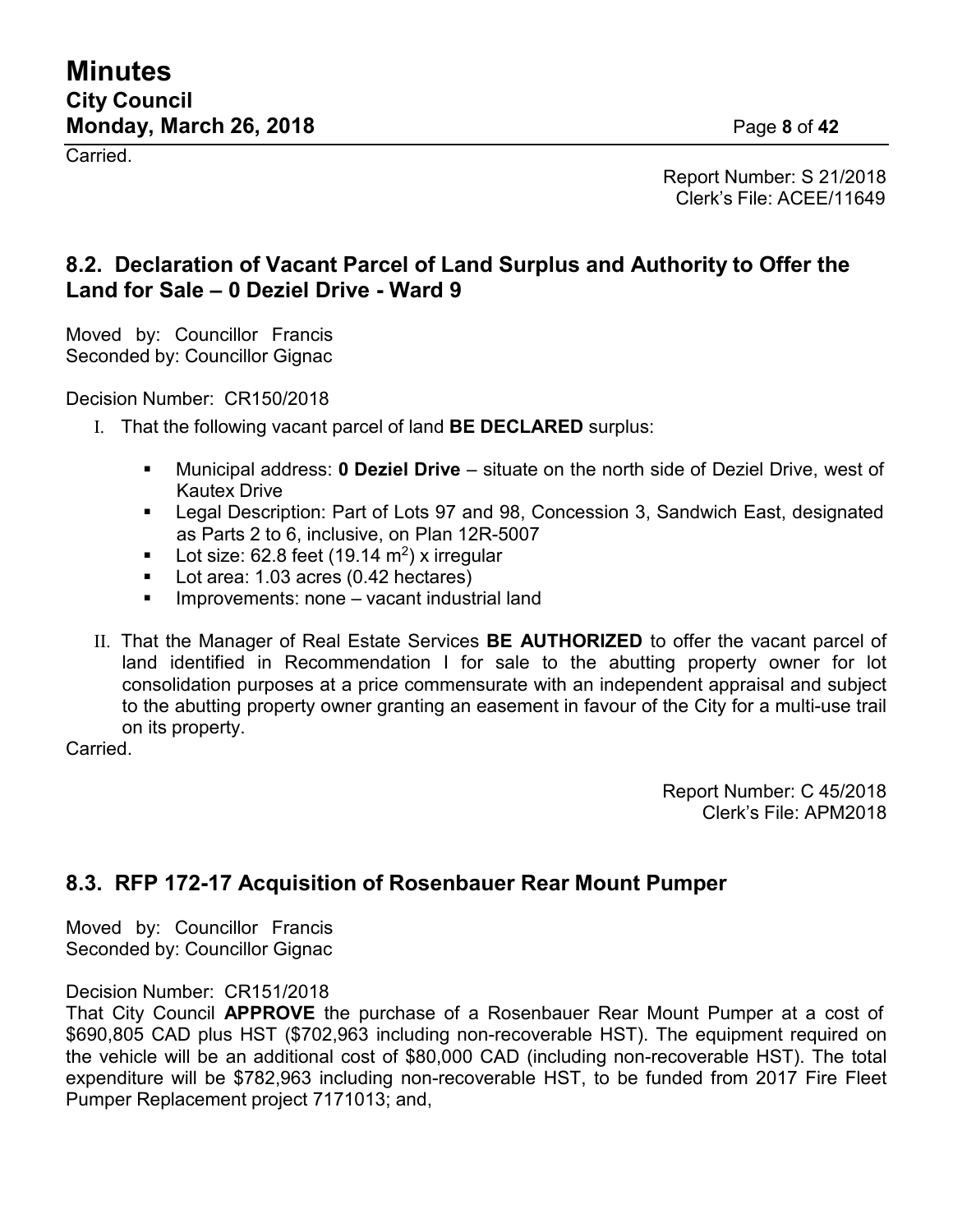Carried.

Report Number: S 21/2018
Clerk's File: ACEE/11649

## 8.2. Declaration of Vacant Parcel of Land Surplus and Authority to Offer the Land for Sale – 0 Deziel Drive - Ward 9

Moved by: Councillor Francis
Seconded by: Councillor Gignac

Decision Number: CR150/2018

I. That the following vacant parcel of land **BE DECLARED** surplus:

- Municipal address: **0 Deziel Drive** – situate on the north side of Deziel Drive, west of Kautex Drive
- Legal Description: Part of Lots 97 and 98, Concession 3, Sandwich East, designated as Parts 2 to 6, inclusive, on Plan 12R-5007
- Lot size: 62.8 feet (19.14 $m^2$) x irregular
- Lot area: 1.03 acres (0.42 hectares)
- Improvements: none – vacant industrial land

II. That the Manager of Real Estate Services **BE AUTHORIZED** to offer the vacant parcel of land identified in Recommendation I for sale to the abutting property owner for lot consolidation purposes at a price commensurate with an independent appraisal and subject to the abutting property owner granting an easement in favour of the City for a multi-use trail on its property.

Carried.

Report Number: C 45/2018
Clerk's File: APM2018

## 8.3. RFP 172-17 Acquisition of Rosenbauer Rear Mount Pumper

Moved by: Councillor Francis
Seconded by: Councillor Gignac

Decision Number: CR151/2018
That City Council **APPROVE** the purchase of a Rosenbauer Rear Mount Pumper at a cost of $690,805 CAD plus HST ($702,963 including non-recoverable HST). The equipment required on the vehicle will be an additional cost of $80,000 CAD (including non-recoverable HST). The total expenditure will be $782,963 including non-recoverable HST, to be funded from 2017 Fire Fleet Pumper Replacement project 7171013; and,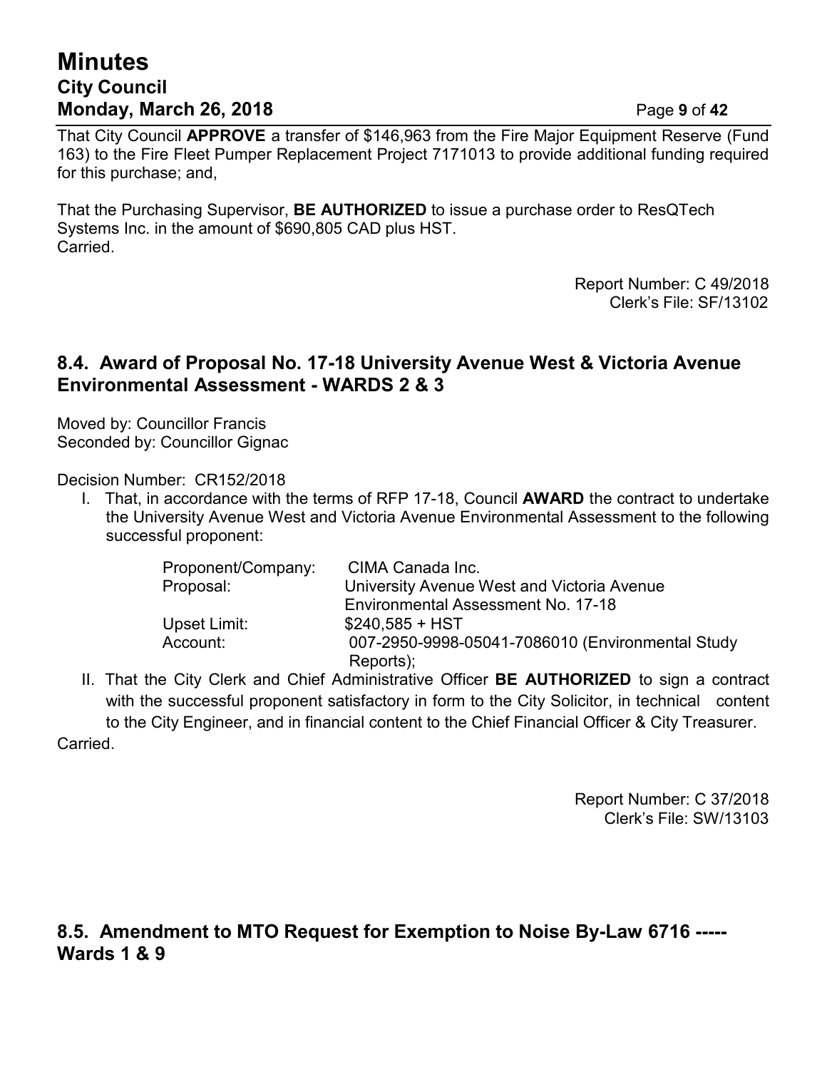That City Council **APPROVE** a transfer of $146,963 from the Fire Major Equipment Reserve (Fund 163) to the Fire Fleet Pumper Replacement Project 7171013 to provide additional funding required for this purchase; and,

That the Purchasing Supervisor, **BE AUTHORIZED** to issue a purchase order to ResQTech Systems Inc. in the amount of $690,805 CAD plus HST.
Carried.

Report Number: C 49/2018
Clerk's File: SF/13102

## 8.4. Award of Proposal No. 17-18 University Avenue West & Victoria Avenue Environmental Assessment - WARDS 2 & 3

Moved by: Councillor Francis
Seconded by: Councillor Gignac

Decision Number: CR152/2018

I. That, in accordance with the terms of RFP 17-18, Council **AWARD** the contract to undertake the University Avenue West and Victoria Avenue Environmental Assessment to the following successful proponent:

| | |
|---|---|
| Proponent/Company: | CIMA Canada Inc. |
| Proposal: | University Avenue West and Victoria Avenue Environmental Assessment No. 17-18 |
| Upset Limit: | $240,585 + HST |
| Account: | 007-2950-9998-05041-7086010 (Environmental Study Reports); |

II. That the City Clerk and Chief Administrative Officer **BE AUTHORIZED** to sign a contract with the successful proponent satisfactory in form to the City Solicitor, in technical content to the City Engineer, and in financial content to the Chief Financial Officer & City Treasurer.

Carried.

Report Number: C 37/2018
Clerk's File: SW/13103

## 8.5. Amendment to MTO Request for Exemption to Noise By-Law 6716 ----- Wards 1 & 9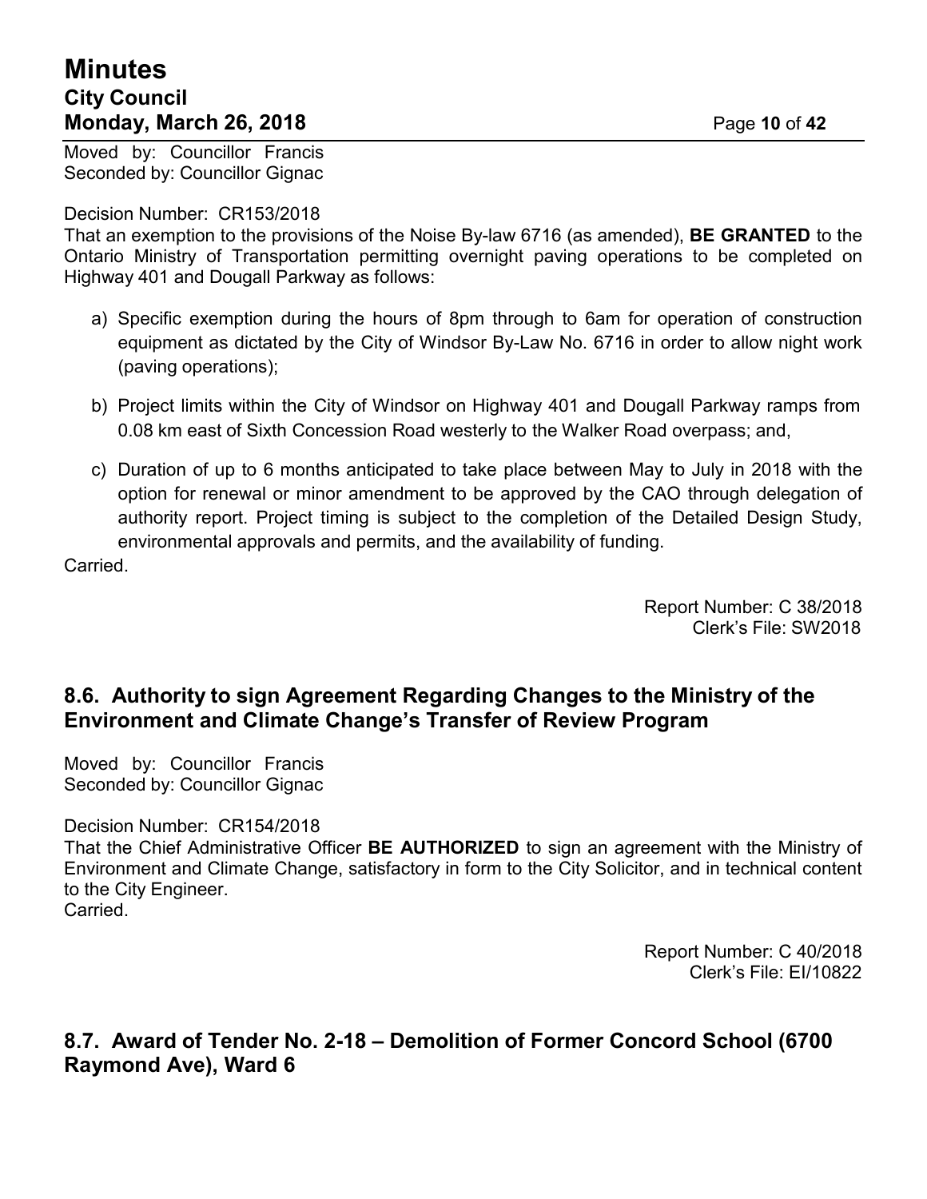Moved by: Councillor Francis
Seconded by: Councillor Gignac

Decision Number: CR153/2018
That an exemption to the provisions of the Noise By-law 6716 (as amended), **BE GRANTED** to the Ontario Ministry of Transportation permitting overnight paving operations to be completed on Highway 401 and Dougall Parkway as follows:

a) Specific exemption during the hours of 8pm through to 6am for operation of construction equipment as dictated by the City of Windsor By-Law No. 6716 in order to allow night work (paving operations);

b) Project limits within the City of Windsor on Highway 401 and Dougall Parkway ramps from 0.08 km east of Sixth Concession Road westerly to the Walker Road overpass; and,

c) Duration of up to 6 months anticipated to take place between May to July in 2018 with the option for renewal or minor amendment to be approved by the CAO through delegation of authority report. Project timing is subject to the completion of the Detailed Design Study, environmental approvals and permits, and the availability of funding.

Carried.

Report Number: C 38/2018
Clerk's File: SW2018

## 8.6. Authority to sign Agreement Regarding Changes to the Ministry of the Environment and Climate Change's Transfer of Review Program

Moved by: Councillor Francis
Seconded by: Councillor Gignac

Decision Number: CR154/2018
That the Chief Administrative Officer **BE AUTHORIZED** to sign an agreement with the Ministry of Environment and Climate Change, satisfactory in form to the City Solicitor, and in technical content to the City Engineer.
Carried.

Report Number: C 40/2018
Clerk's File: EI/10822

## 8.7. Award of Tender No. 2-18 – Demolition of Former Concord School (6700 Raymond Ave), Ward 6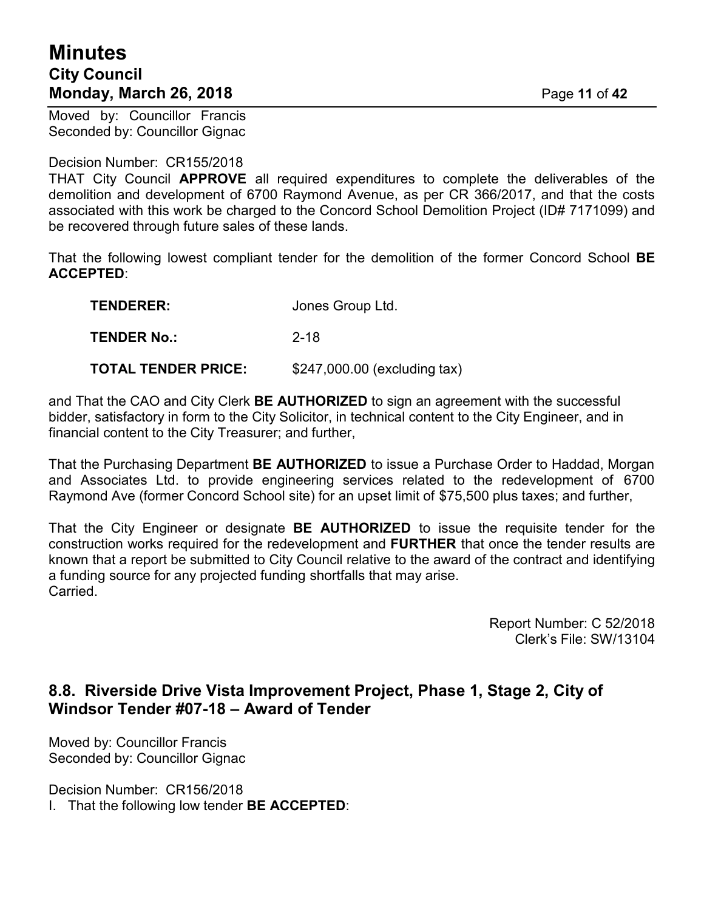Moved by: Councillor Francis
Seconded by: Councillor Gignac

Decision Number: CR155/2018
THAT City Council **APPROVE** all required expenditures to complete the deliverables of the demolition and development of 6700 Raymond Avenue, as per CR 366/2017, and that the costs associated with this work be charged to the Concord School Demolition Project (ID# 7171099) and be recovered through future sales of these lands.

That the following lowest compliant tender for the demolition of the former Concord School **BE ACCEPTED**:

| | |
|---|---|
| **TENDERER:** | Jones Group Ltd. |
| **TENDER No.:** | 2-18 |
| **TOTAL TENDER PRICE:** | $247,000.00 (excluding tax) |

and That the CAO and City Clerk **BE AUTHORIZED** to sign an agreement with the successful bidder, satisfactory in form to the City Solicitor, in technical content to the City Engineer, and in financial content to the City Treasurer; and further,

That the Purchasing Department **BE AUTHORIZED** to issue a Purchase Order to Haddad, Morgan and Associates Ltd. to provide engineering services related to the redevelopment of 6700 Raymond Ave (former Concord School site) for an upset limit of $75,500 plus taxes; and further,

That the City Engineer or designate **BE AUTHORIZED** to issue the requisite tender for the construction works required for the redevelopment and **FURTHER** that once the tender results are known that a report be submitted to City Council relative to the award of the contract and identifying a funding source for any projected funding shortfalls that may arise.
Carried.

Report Number: C 52/2018
Clerk's File: SW/13104

## 8.8. Riverside Drive Vista Improvement Project, Phase 1, Stage 2, City of Windsor Tender #07-18 – Award of Tender

Moved by: Councillor Francis
Seconded by: Councillor Gignac

Decision Number: CR156/2018
I. That the following low tender **BE ACCEPTED**: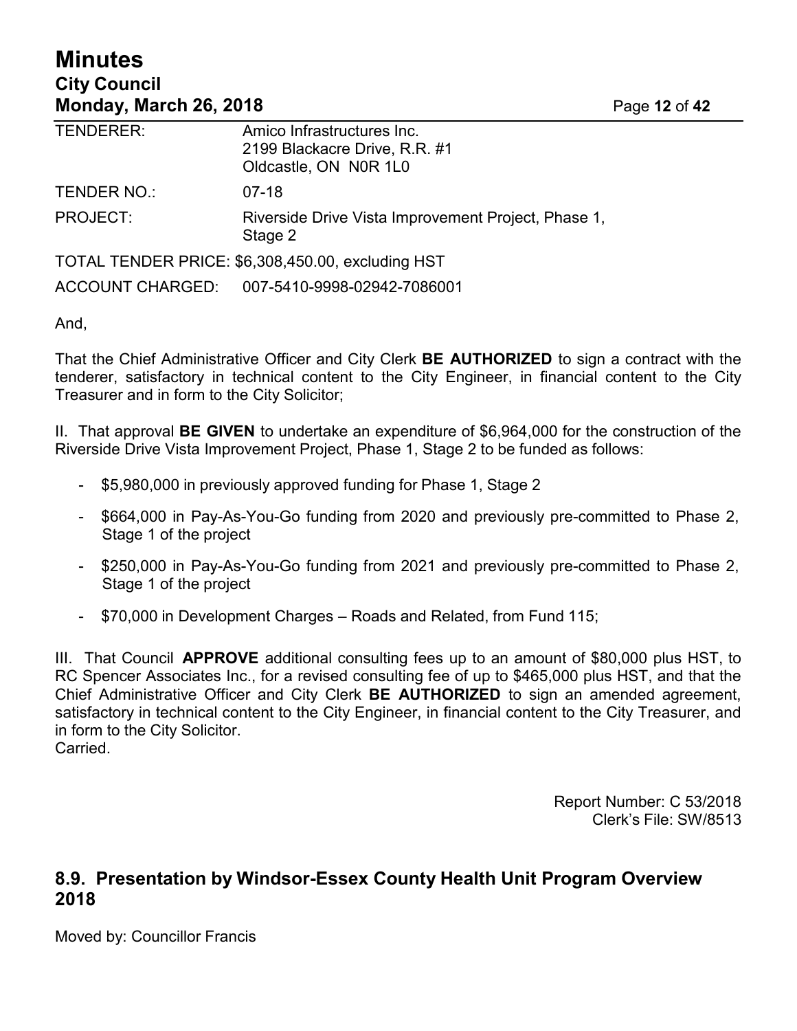| | |
|---|---|
| TENDERER: | Amico Infrastructures Inc.<br>2199 Blackacre Drive, R.R. #1<br>Oldcastle, ON N0R 1L0 |
| TENDER NO.: | 07-18 |
| PROJECT: | Riverside Drive Vista Improvement Project, Phase 1, Stage 2 |

TOTAL TENDER PRICE: $6,308,450.00, excluding HST

ACCOUNT CHARGED: 007-5410-9998-02942-7086001

And,

That the Chief Administrative Officer and City Clerk **BE AUTHORIZED** to sign a contract with the tenderer, satisfactory in technical content to the City Engineer, in financial content to the City Treasurer and in form to the City Solicitor;

II. That approval **BE GIVEN** to undertake an expenditure of $6,964,000 for the construction of the Riverside Drive Vista Improvement Project, Phase 1, Stage 2 to be funded as follows:

- $5,980,000 in previously approved funding for Phase 1, Stage 2
- $664,000 in Pay-As-You-Go funding from 2020 and previously pre-committed to Phase 2, Stage 1 of the project
- $250,000 in Pay-As-You-Go funding from 2021 and previously pre-committed to Phase 2, Stage 1 of the project
- $70,000 in Development Charges – Roads and Related, from Fund 115;

III. That Council **APPROVE** additional consulting fees up to an amount of $80,000 plus HST, to RC Spencer Associates Inc., for a revised consulting fee of up to $465,000 plus HST, and that the Chief Administrative Officer and City Clerk **BE AUTHORIZED** to sign an amended agreement, satisfactory in technical content to the City Engineer, in financial content to the City Treasurer, and in form to the City Solicitor.
Carried.

Report Number: C 53/2018
Clerk's File: SW/8513

## 8.9. Presentation by Windsor-Essex County Health Unit Program Overview 2018

Moved by: Councillor Francis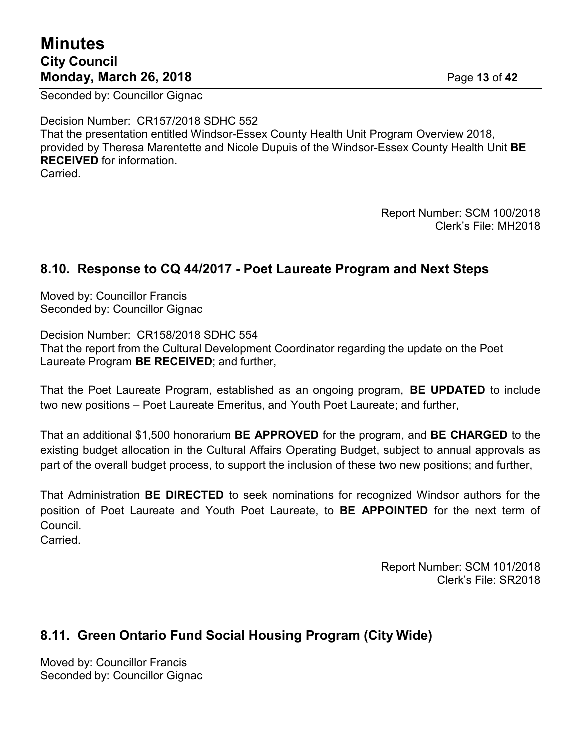Seconded by: Councillor Gignac

Decision Number: CR157/2018 SDHC 552
That the presentation entitled Windsor-Essex County Health Unit Program Overview 2018, provided by Theresa Marentette and Nicole Dupuis of the Windsor-Essex County Health Unit **BE RECEIVED** for information.
Carried.

Report Number: SCM 100/2018
Clerk's File: MH2018

## 8.10. Response to CQ 44/2017 - Poet Laureate Program and Next Steps

Moved by: Councillor Francis
Seconded by: Councillor Gignac

Decision Number: CR158/2018 SDHC 554
That the report from the Cultural Development Coordinator regarding the update on the Poet Laureate Program **BE RECEIVED**; and further,

That the Poet Laureate Program, established as an ongoing program, **BE UPDATED** to include two new positions – Poet Laureate Emeritus, and Youth Poet Laureate; and further,

That an additional $1,500 honorarium **BE APPROVED** for the program, and **BE CHARGED** to the existing budget allocation in the Cultural Affairs Operating Budget, subject to annual approvals as part of the overall budget process, to support the inclusion of these two new positions; and further,

That Administration **BE DIRECTED** to seek nominations for recognized Windsor authors for the position of Poet Laureate and Youth Poet Laureate, to **BE APPOINTED** for the next term of Council.
Carried.

Report Number: SCM 101/2018
Clerk's File: SR2018

## 8.11. Green Ontario Fund Social Housing Program (City Wide)

Moved by: Councillor Francis
Seconded by: Councillor Gignac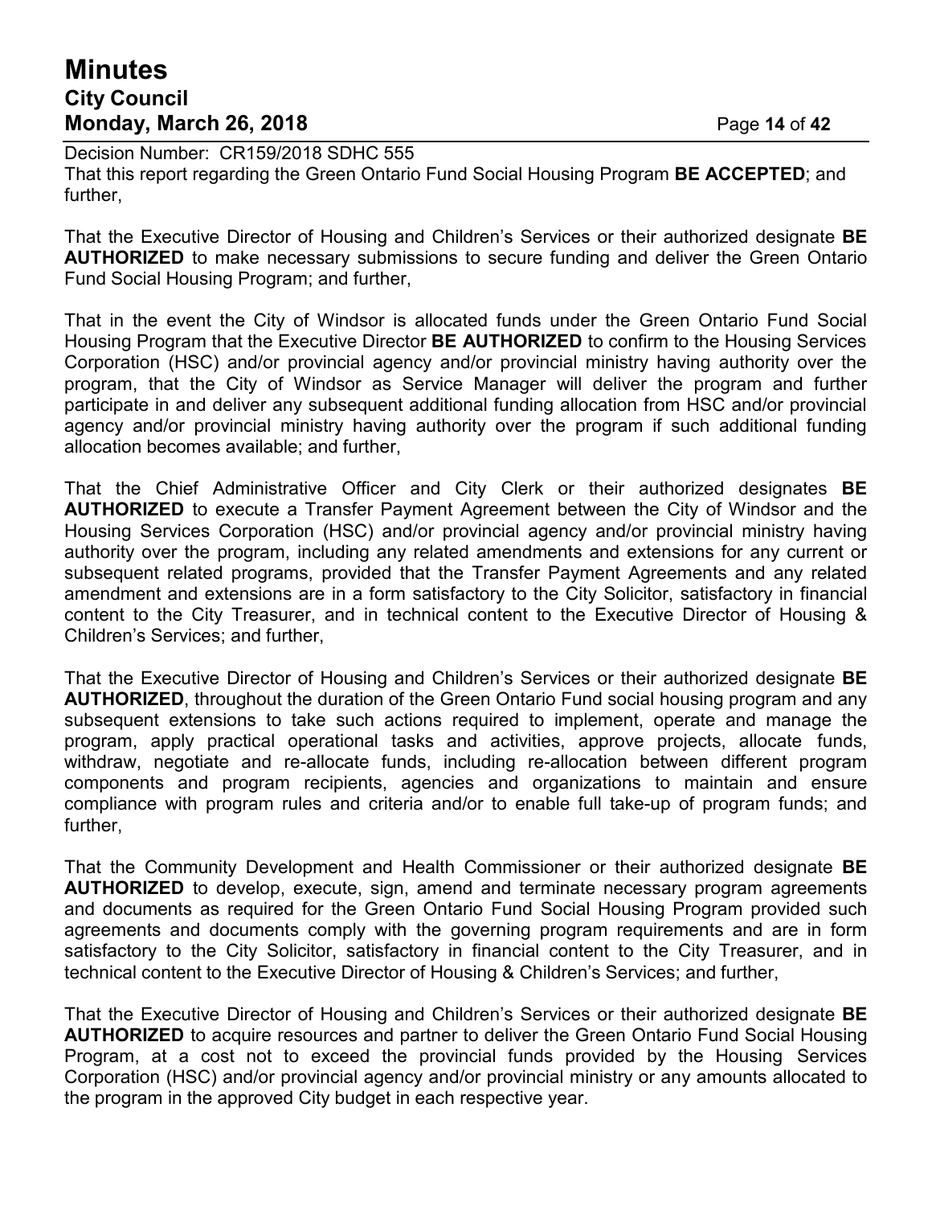Decision Number: CR159/2018 SDHC 555
That this report regarding the Green Ontario Fund Social Housing Program **BE ACCEPTED**; and further,

That the Executive Director of Housing and Children's Services or their authorized designate **BE AUTHORIZED** to make necessary submissions to secure funding and deliver the Green Ontario Fund Social Housing Program; and further,

That in the event the City of Windsor is allocated funds under the Green Ontario Fund Social Housing Program that the Executive Director **BE AUTHORIZED** to confirm to the Housing Services Corporation (HSC) and/or provincial agency and/or provincial ministry having authority over the program, that the City of Windsor as Service Manager will deliver the program and further participate in and deliver any subsequent additional funding allocation from HSC and/or provincial agency and/or provincial ministry having authority over the program if such additional funding allocation becomes available; and further,

That the Chief Administrative Officer and City Clerk or their authorized designates **BE AUTHORIZED** to execute a Transfer Payment Agreement between the City of Windsor and the Housing Services Corporation (HSC) and/or provincial agency and/or provincial ministry having authority over the program, including any related amendments and extensions for any current or subsequent related programs, provided that the Transfer Payment Agreements and any related amendment and extensions are in a form satisfactory to the City Solicitor, satisfactory in financial content to the City Treasurer, and in technical content to the Executive Director of Housing & Children's Services; and further,

That the Executive Director of Housing and Children's Services or their authorized designate **BE AUTHORIZED**, throughout the duration of the Green Ontario Fund social housing program and any subsequent extensions to take such actions required to implement, operate and manage the program, apply practical operational tasks and activities, approve projects, allocate funds, withdraw, negotiate and re-allocate funds, including re-allocation between different program components and program recipients, agencies and organizations to maintain and ensure compliance with program rules and criteria and/or to enable full take-up of program funds; and further,

That the Community Development and Health Commissioner or their authorized designate **BE AUTHORIZED** to develop, execute, sign, amend and terminate necessary program agreements and documents as required for the Green Ontario Fund Social Housing Program provided such agreements and documents comply with the governing program requirements and are in form satisfactory to the City Solicitor, satisfactory in financial content to the City Treasurer, and in technical content to the Executive Director of Housing & Children's Services; and further,

That the Executive Director of Housing and Children's Services or their authorized designate **BE AUTHORIZED** to acquire resources and partner to deliver the Green Ontario Fund Social Housing Program, at a cost not to exceed the provincial funds provided by the Housing Services Corporation (HSC) and/or provincial agency and/or provincial ministry or any amounts allocated to the program in the approved City budget in each respective year.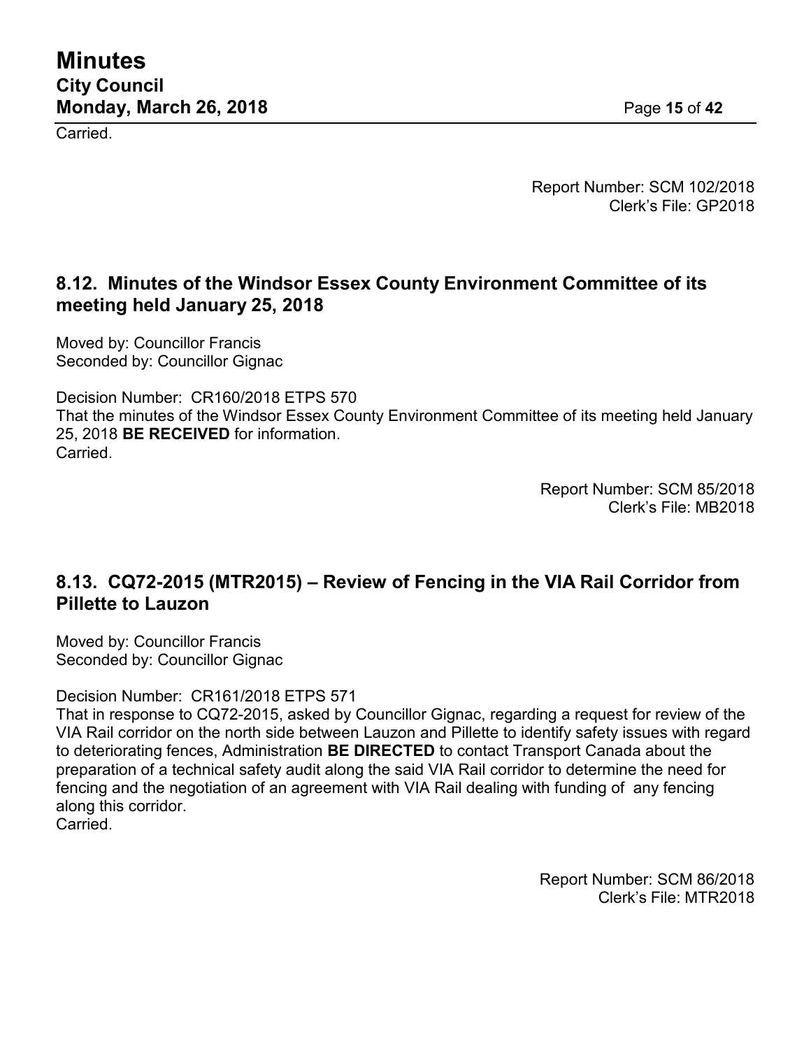Carried.

Report Number: SCM 102/2018
Clerk's File: GP2018

## 8.12. Minutes of the Windsor Essex County Environment Committee of its meeting held January 25, 2018

Moved by: Councillor Francis
Seconded by: Councillor Gignac

Decision Number: CR160/2018 ETPS 570
That the minutes of the Windsor Essex County Environment Committee of its meeting held January 25, 2018 **BE RECEIVED** for information.
Carried.

Report Number: SCM 85/2018
Clerk's File: MB2018

## 8.13. CQ72-2015 (MTR2015) – Review of Fencing in the VIA Rail Corridor from Pillette to Lauzon

Moved by: Councillor Francis
Seconded by: Councillor Gignac

Decision Number: CR161/2018 ETPS 571
That in response to CQ72-2015, asked by Councillor Gignac, regarding a request for review of the VIA Rail corridor on the north side between Lauzon and Pillette to identify safety issues with regard to deteriorating fences, Administration **BE DIRECTED** to contact Transport Canada about the preparation of a technical safety audit along the said VIA Rail corridor to determine the need for fencing and the negotiation of an agreement with VIA Rail dealing with funding of any fencing along this corridor.
Carried.

Report Number: SCM 86/2018
Clerk's File: MTR2018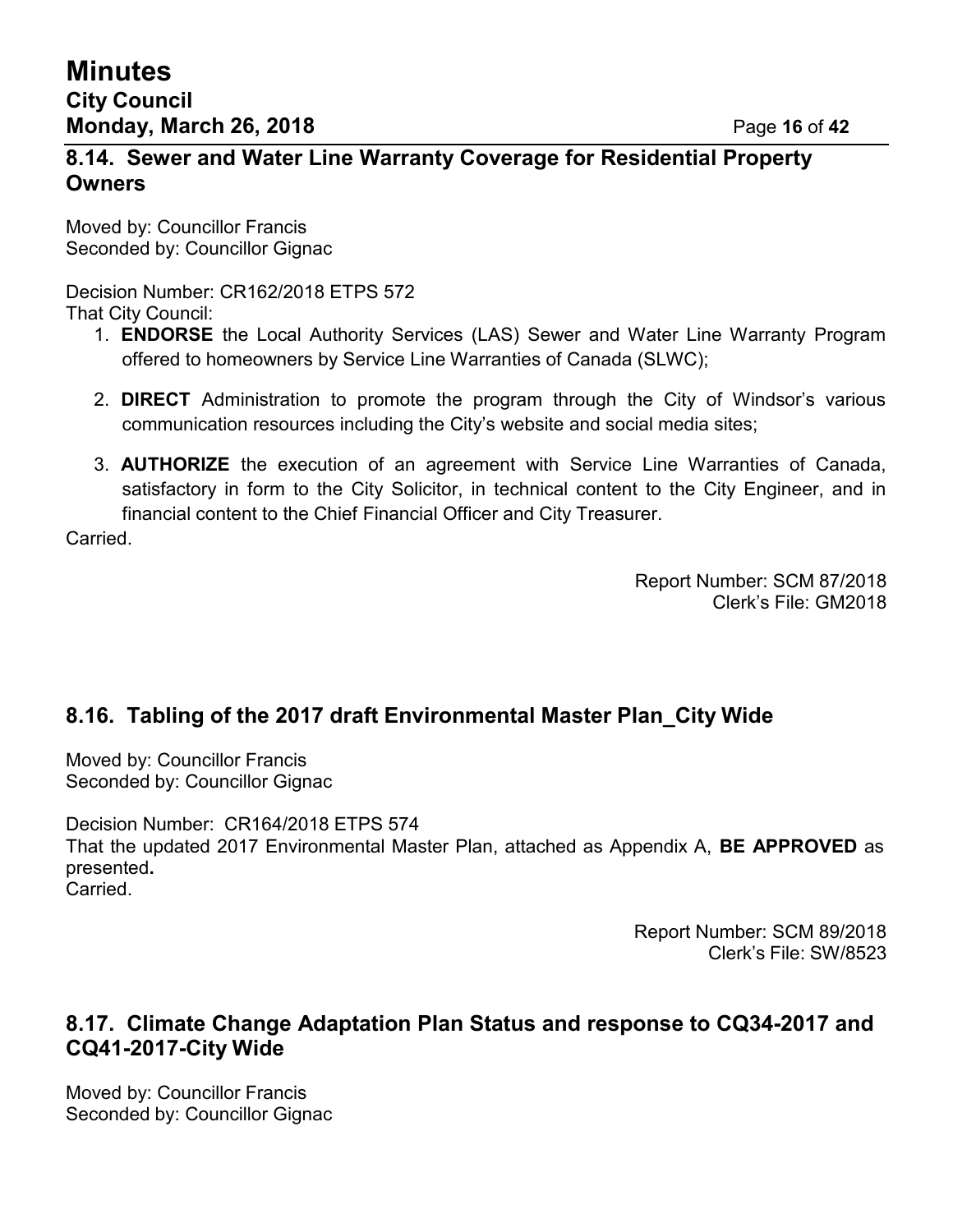## 8.14. Sewer and Water Line Warranty Coverage for Residential Property Owners

Moved by: Councillor Francis
Seconded by: Councillor Gignac

Decision Number: CR162/2018 ETPS 572
That City Council:

1. **ENDORSE** the Local Authority Services (LAS) Sewer and Water Line Warranty Program offered to homeowners by Service Line Warranties of Canada (SLWC);

2. **DIRECT** Administration to promote the program through the City of Windsor's various communication resources including the City's website and social media sites;

3. **AUTHORIZE** the execution of an agreement with Service Line Warranties of Canada, satisfactory in form to the City Solicitor, in technical content to the City Engineer, and in financial content to the Chief Financial Officer and City Treasurer.

Carried.

Report Number: SCM 87/2018
Clerk's File: GM2018

## 8.16. Tabling of the 2017 draft Environmental Master Plan_City Wide

Moved by: Councillor Francis
Seconded by: Councillor Gignac

Decision Number: CR164/2018 ETPS 574
That the updated 2017 Environmental Master Plan, attached as Appendix A, **BE APPROVED** as presented**.**
Carried.

Report Number: SCM 89/2018
Clerk's File: SW/8523

## 8.17. Climate Change Adaptation Plan Status and response to CQ34-2017 and CQ41-2017-City Wide

Moved by: Councillor Francis
Seconded by: Councillor Gignac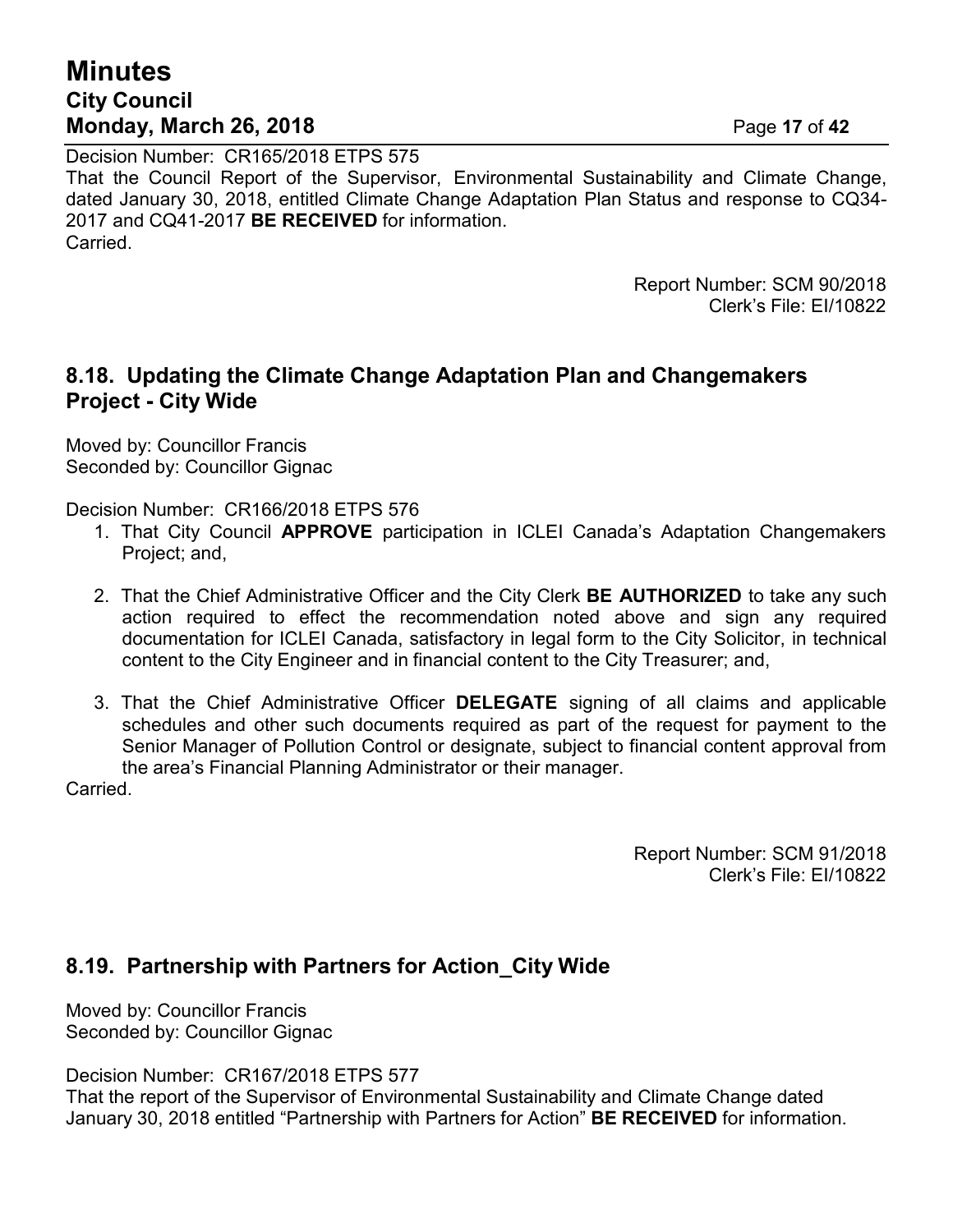Decision Number: CR165/2018 ETPS 575
That the Council Report of the Supervisor, Environmental Sustainability and Climate Change, dated January 30, 2018, entitled Climate Change Adaptation Plan Status and response to CQ34-2017 and CQ41-2017 **BE RECEIVED** for information.
Carried.

Report Number: SCM 90/2018
Clerk's File: EI/10822

## 8.18. Updating the Climate Change Adaptation Plan and Changemakers Project - City Wide

Moved by: Councillor Francis
Seconded by: Councillor Gignac

Decision Number: CR166/2018 ETPS 576

1. That City Council **APPROVE** participation in ICLEI Canada's Adaptation Changemakers Project; and,
2. That the Chief Administrative Officer and the City Clerk **BE AUTHORIZED** to take any such action required to effect the recommendation noted above and sign any required documentation for ICLEI Canada, satisfactory in legal form to the City Solicitor, in technical content to the City Engineer and in financial content to the City Treasurer; and,
3. That the Chief Administrative Officer **DELEGATE** signing of all claims and applicable schedules and other such documents required as part of the request for payment to the Senior Manager of Pollution Control or designate, subject to financial content approval from the area's Financial Planning Administrator or their manager.

Carried.

Report Number: SCM 91/2018
Clerk's File: EI/10822

## 8.19. Partnership with Partners for Action_City Wide

Moved by: Councillor Francis
Seconded by: Councillor Gignac

Decision Number: CR167/2018 ETPS 577
That the report of the Supervisor of Environmental Sustainability and Climate Change dated January 30, 2018 entitled "Partnership with Partners for Action" **BE RECEIVED** for information.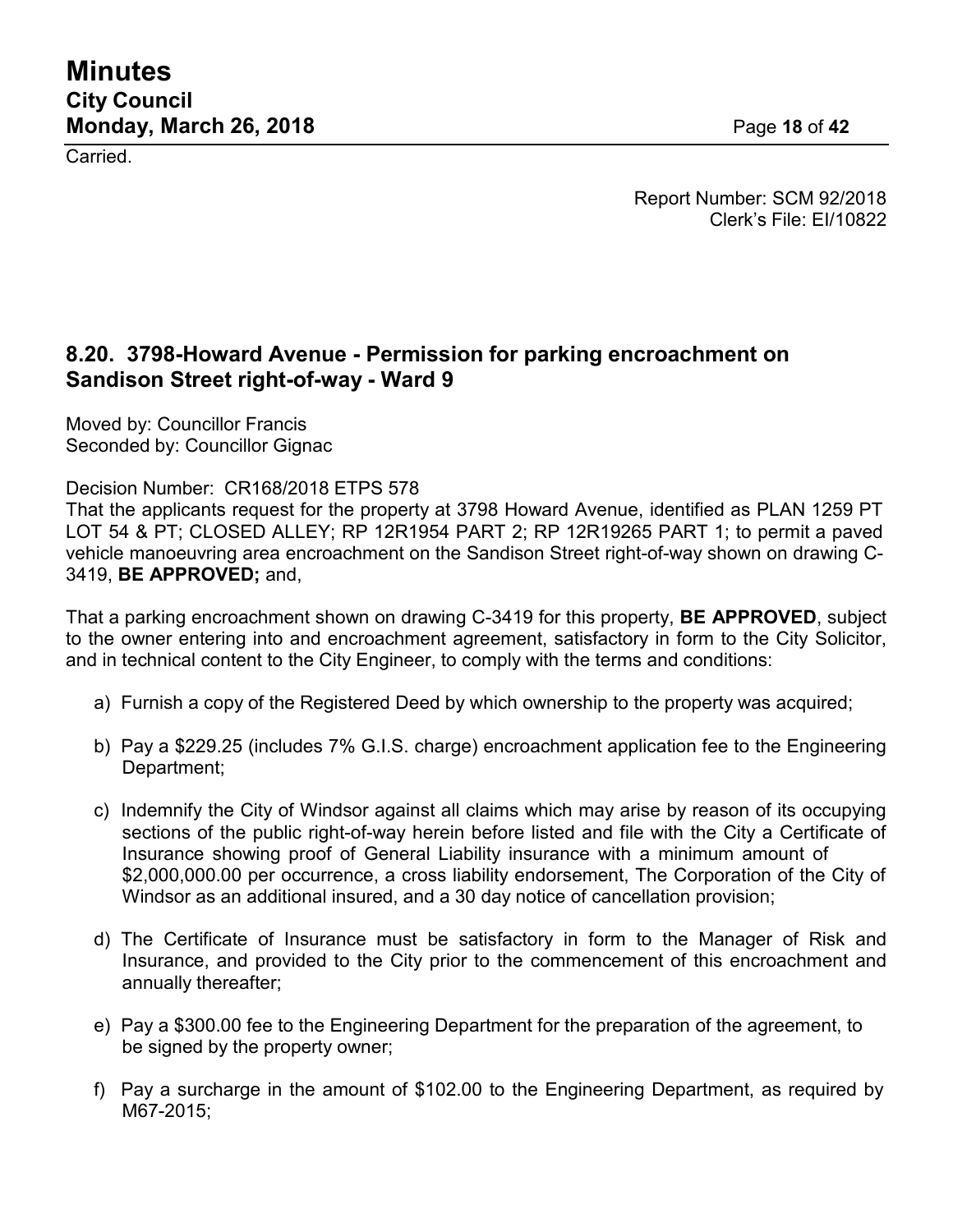Carried.

Report Number: SCM 92/2018
Clerk's File: EI/10822

## 8.20. 3798-Howard Avenue - Permission for parking encroachment on Sandison Street right-of-way - Ward 9

Moved by: Councillor Francis
Seconded by: Councillor Gignac

Decision Number: CR168/2018 ETPS 578
That the applicants request for the property at 3798 Howard Avenue, identified as PLAN 1259 PT LOT 54 & PT; CLOSED ALLEY; RP 12R1954 PART 2; RP 12R19265 PART 1; to permit a paved vehicle manoeuvring area encroachment on the Sandison Street right-of-way shown on drawing C-3419, **BE APPROVED;** and,

That a parking encroachment shown on drawing C-3419 for this property, **BE APPROVED**, subject to the owner entering into and encroachment agreement, satisfactory in form to the City Solicitor, and in technical content to the City Engineer, to comply with the terms and conditions:

a) Furnish a copy of the Registered Deed by which ownership to the property was acquired;

b) Pay a $229.25 (includes 7% G.I.S. charge) encroachment application fee to the Engineering Department;

c) Indemnify the City of Windsor against all claims which may arise by reason of its occupying sections of the public right-of-way herein before listed and file with the City a Certificate of Insurance showing proof of General Liability insurance with a minimum amount of $2,000,000.00 per occurrence, a cross liability endorsement, The Corporation of the City of Windsor as an additional insured, and a 30 day notice of cancellation provision;

d) The Certificate of Insurance must be satisfactory in form to the Manager of Risk and Insurance, and provided to the City prior to the commencement of this encroachment and annually thereafter;

e) Pay a $300.00 fee to the Engineering Department for the preparation of the agreement, to be signed by the property owner;

f) Pay a surcharge in the amount of $102.00 to the Engineering Department, as required by M67-2015;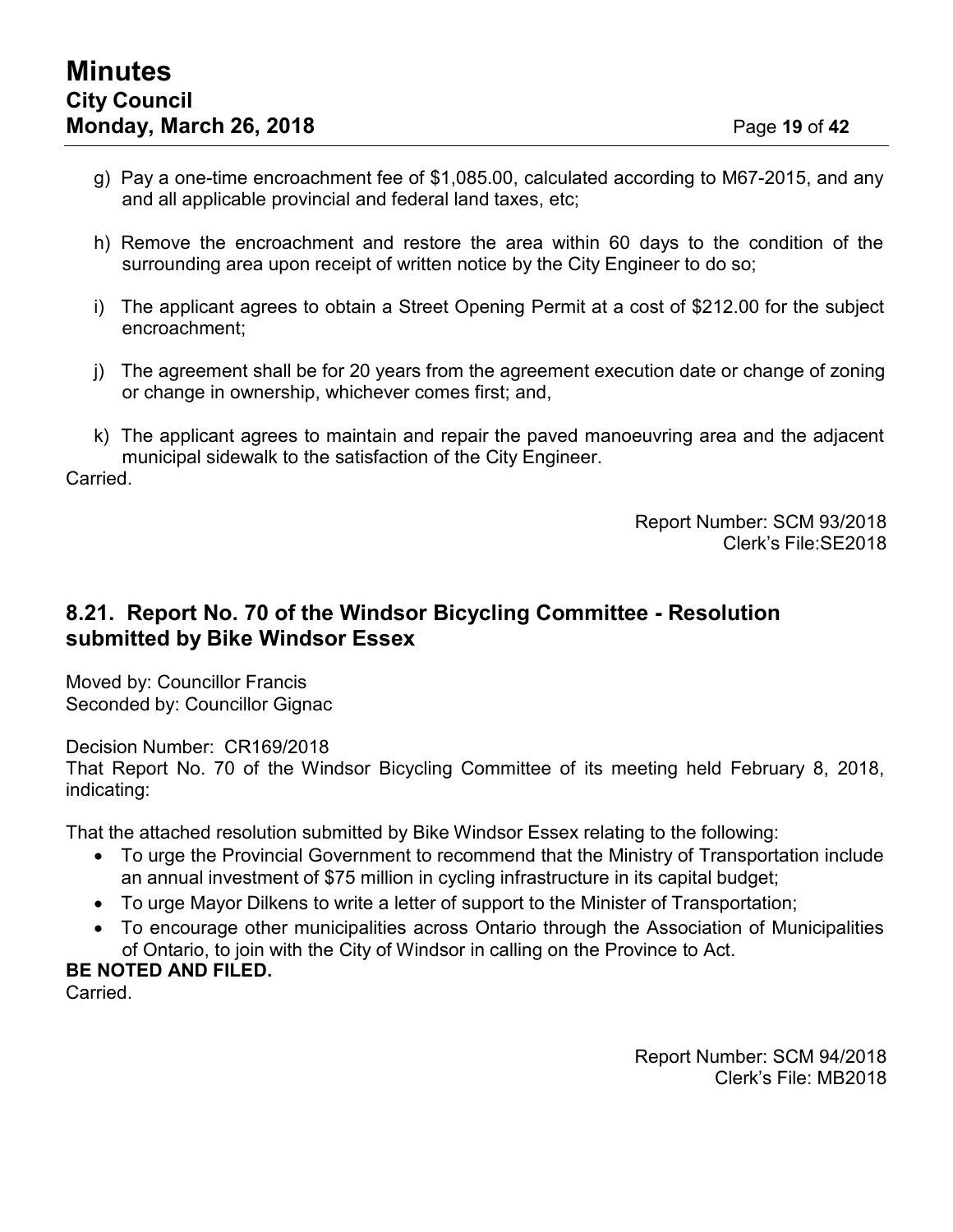g) Pay a one-time encroachment fee of $1,085.00, calculated according to M67-2015, and any and all applicable provincial and federal land taxes, etc;

h) Remove the encroachment and restore the area within 60 days to the condition of the surrounding area upon receipt of written notice by the City Engineer to do so;

i) The applicant agrees to obtain a Street Opening Permit at a cost of $212.00 for the subject encroachment;

j) The agreement shall be for 20 years from the agreement execution date or change of zoning or change in ownership, whichever comes first; and,

k) The applicant agrees to maintain and repair the paved manoeuvring area and the adjacent municipal sidewalk to the satisfaction of the City Engineer.

Carried.

Report Number: SCM 93/2018
Clerk's File:SE2018

## 8.21. Report No. 70 of the Windsor Bicycling Committee - Resolution submitted by Bike Windsor Essex

Moved by: Councillor Francis
Seconded by: Councillor Gignac

Decision Number: CR169/2018
That Report No. 70 of the Windsor Bicycling Committee of its meeting held February 8, 2018, indicating:

That the attached resolution submitted by Bike Windsor Essex relating to the following:

- To urge the Provincial Government to recommend that the Ministry of Transportation include an annual investment of $75 million in cycling infrastructure in its capital budget;
- To urge Mayor Dilkens to write a letter of support to the Minister of Transportation;
- To encourage other municipalities across Ontario through the Association of Municipalities of Ontario, to join with the City of Windsor in calling on the Province to Act.

**BE NOTED AND FILED.**
Carried.

Report Number: SCM 94/2018
Clerk's File: MB2018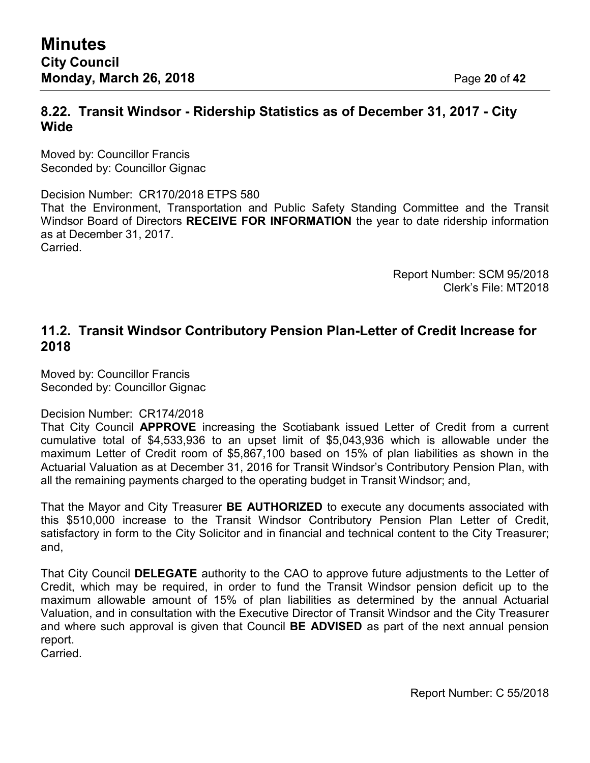## 8.22. Transit Windsor - Ridership Statistics as of December 31, 2017 - City Wide

Moved by: Councillor Francis
Seconded by: Councillor Gignac

Decision Number: CR170/2018 ETPS 580
That the Environment, Transportation and Public Safety Standing Committee and the Transit Windsor Board of Directors **RECEIVE FOR INFORMATION** the year to date ridership information as at December 31, 2017.
Carried.

Report Number: SCM 95/2018
Clerk's File: MT2018

## 11.2. Transit Windsor Contributory Pension Plan-Letter of Credit Increase for 2018

Moved by: Councillor Francis
Seconded by: Councillor Gignac

Decision Number: CR174/2018
That City Council **APPROVE** increasing the Scotiabank issued Letter of Credit from a current cumulative total of $4,533,936 to an upset limit of $5,043,936 which is allowable under the maximum Letter of Credit room of $5,867,100 based on 15% of plan liabilities as shown in the Actuarial Valuation as at December 31, 2016 for Transit Windsor's Contributory Pension Plan, with all the remaining payments charged to the operating budget in Transit Windsor; and,

That the Mayor and City Treasurer **BE AUTHORIZED** to execute any documents associated with this $510,000 increase to the Transit Windsor Contributory Pension Plan Letter of Credit, satisfactory in form to the City Solicitor and in financial and technical content to the City Treasurer; and,

That City Council **DELEGATE** authority to the CAO to approve future adjustments to the Letter of Credit, which may be required, in order to fund the Transit Windsor pension deficit up to the maximum allowable amount of 15% of plan liabilities as determined by the annual Actuarial Valuation, and in consultation with the Executive Director of Transit Windsor and the City Treasurer and where such approval is given that Council **BE ADVISED** as part of the next annual pension report.
Carried.

Report Number: C 55/2018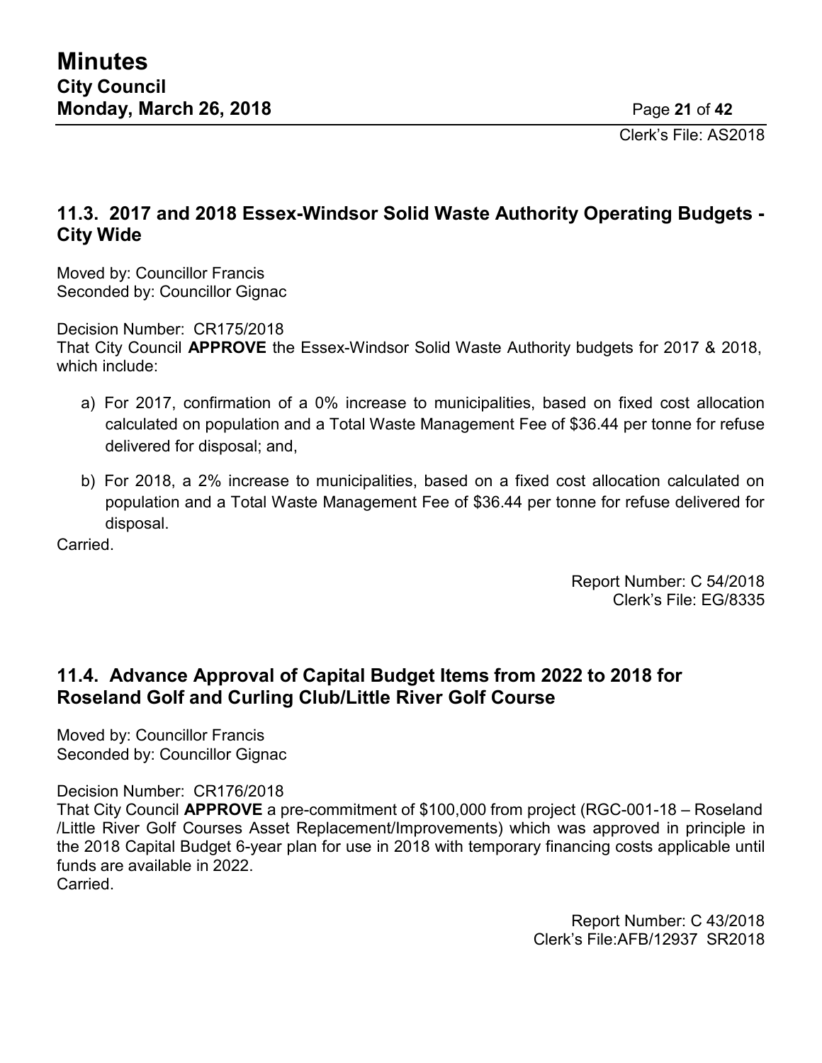## 11.3. 2017 and 2018 Essex-Windsor Solid Waste Authority Operating Budgets - City Wide

Moved by: Councillor Francis
Seconded by: Councillor Gignac

Decision Number: CR175/2018
That City Council **APPROVE** the Essex-Windsor Solid Waste Authority budgets for 2017 & 2018, which include:

a) For 2017, confirmation of a 0% increase to municipalities, based on fixed cost allocation calculated on population and a Total Waste Management Fee of $36.44 per tonne for refuse delivered for disposal; and,

b) For 2018, a 2% increase to municipalities, based on a fixed cost allocation calculated on population and a Total Waste Management Fee of $36.44 per tonne for refuse delivered for disposal.

Carried.

Report Number: C 54/2018
Clerk's File: EG/8335

## 11.4. Advance Approval of Capital Budget Items from 2022 to 2018 for Roseland Golf and Curling Club/Little River Golf Course

Moved by: Councillor Francis
Seconded by: Councillor Gignac

Decision Number: CR176/2018
That City Council **APPROVE** a pre-commitment of $100,000 from project (RGC-001-18 – Roseland /Little River Golf Courses Asset Replacement/Improvements) which was approved in principle in the 2018 Capital Budget 6-year plan for use in 2018 with temporary financing costs applicable until funds are available in 2022.
Carried.

Report Number: C 43/2018
Clerk's File:AFB/12937 SR2018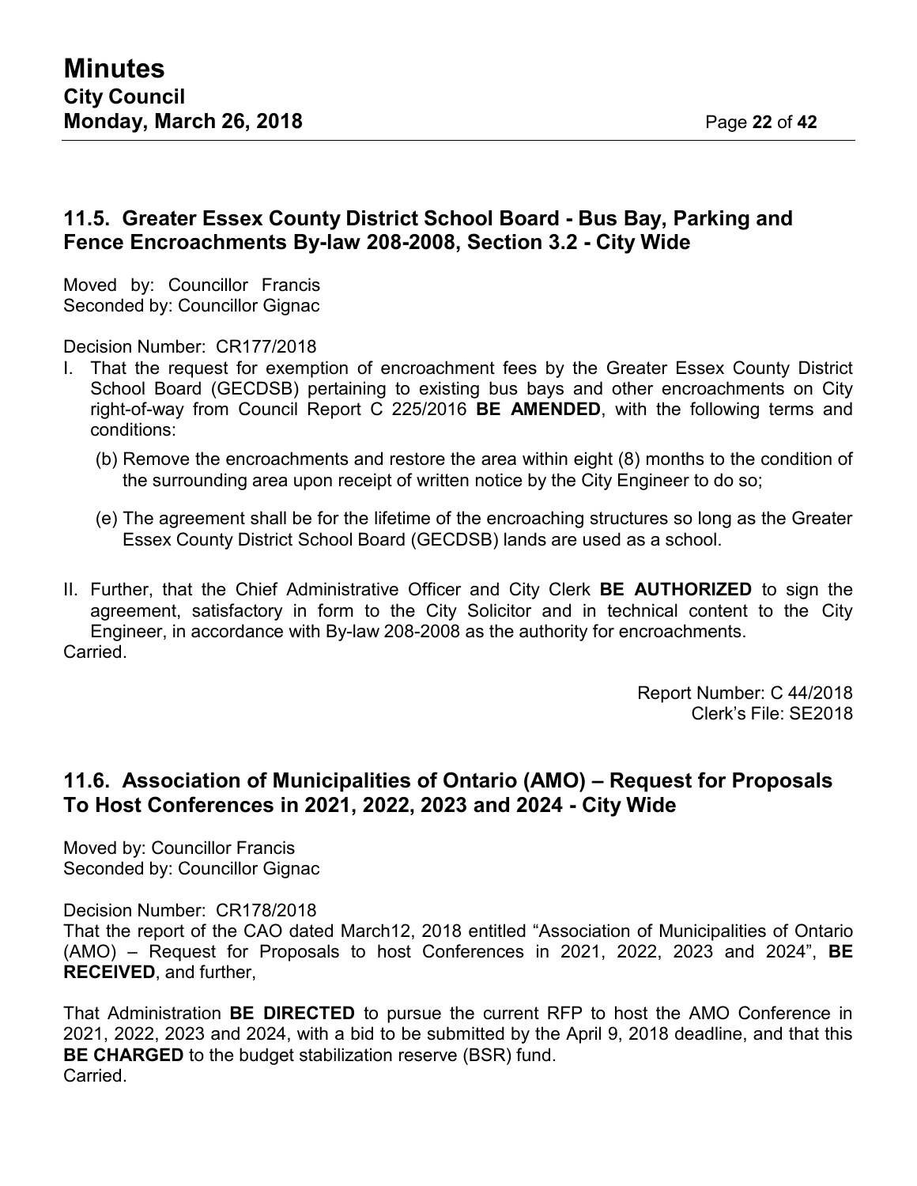## 11.5. Greater Essex County District School Board - Bus Bay, Parking and Fence Encroachments By-law 208-2008, Section 3.2 - City Wide

Moved by: Councillor Francis
Seconded by: Councillor Gignac

Decision Number: CR177/2018

I. That the request for exemption of encroachment fees by the Greater Essex County District School Board (GECDSB) pertaining to existing bus bays and other encroachments on City right-of-way from Council Report C 225/2016 **BE AMENDED**, with the following terms and conditions:

   (b) Remove the encroachments and restore the area within eight (8) months to the condition of the surrounding area upon receipt of written notice by the City Engineer to do so;

   (e) The agreement shall be for the lifetime of the encroaching structures so long as the Greater Essex County District School Board (GECDSB) lands are used as a school.

II. Further, that the Chief Administrative Officer and City Clerk **BE AUTHORIZED** to sign the agreement, satisfactory in form to the City Solicitor and in technical content to the City Engineer, in accordance with By-law 208-2008 as the authority for encroachments.

Carried.

Report Number: C 44/2018
Clerk's File: SE2018

## 11.6. Association of Municipalities of Ontario (AMO) – Request for Proposals To Host Conferences in 2021, 2022, 2023 and 2024 - City Wide

Moved by: Councillor Francis
Seconded by: Councillor Gignac

Decision Number: CR178/2018

That the report of the CAO dated March12, 2018 entitled "Association of Municipalities of Ontario (AMO) – Request for Proposals to host Conferences in 2021, 2022, 2023 and 2024", **BE RECEIVED**, and further,

That Administration **BE DIRECTED** to pursue the current RFP to host the AMO Conference in 2021, 2022, 2023 and 2024, with a bid to be submitted by the April 9, 2018 deadline, and that this **BE CHARGED** to the budget stabilization reserve (BSR) fund.

Carried.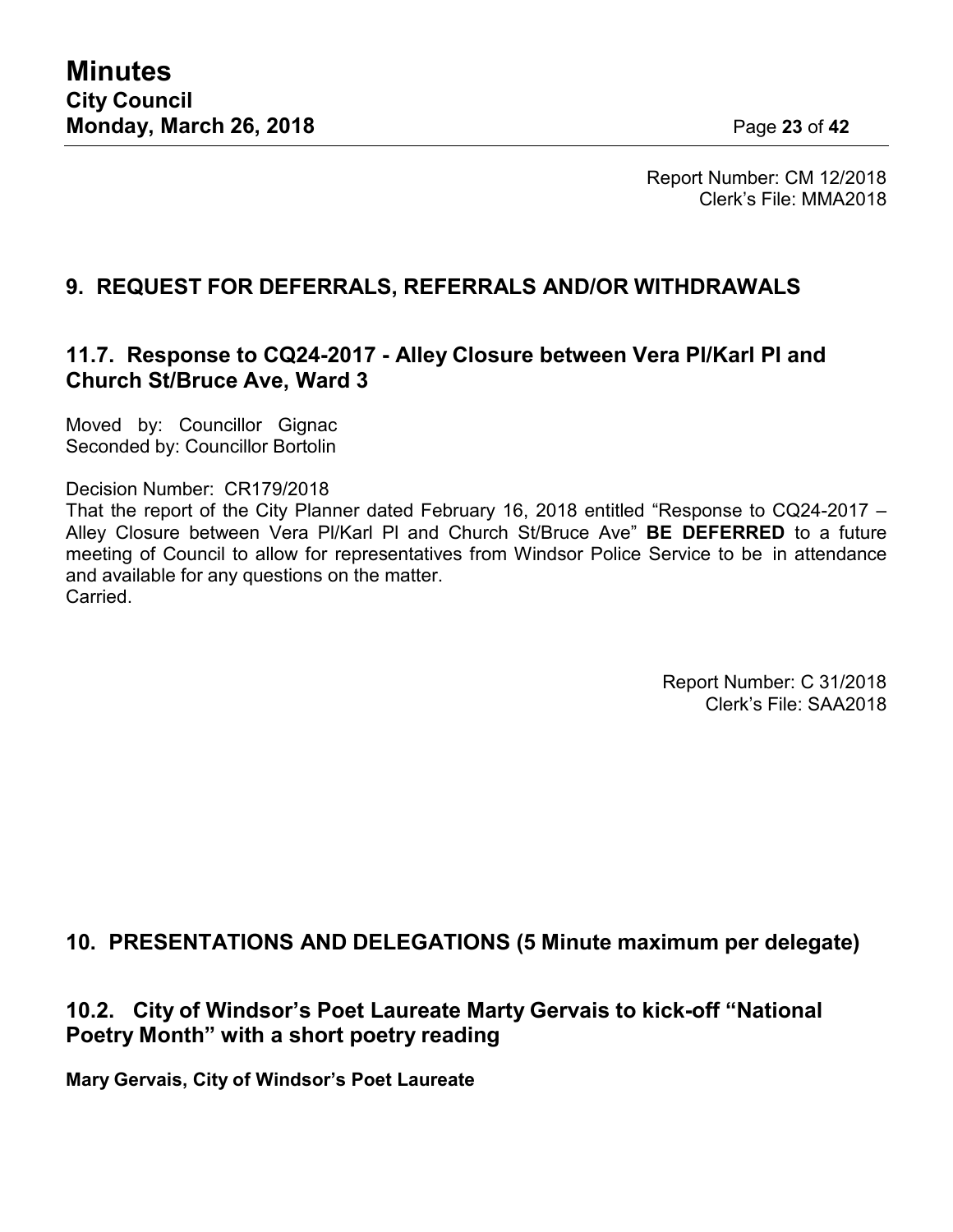Report Number: CM 12/2018
Clerk's File: MMA2018

## 9. REQUEST FOR DEFERRALS, REFERRALS AND/OR WITHDRAWALS

### 11.7. Response to CQ24-2017 - Alley Closure between Vera Pl/Karl Pl and Church St/Bruce Ave, Ward 3

Moved by: Councillor Gignac
Seconded by: Councillor Bortolin

Decision Number: CR179/2018
That the report of the City Planner dated February 16, 2018 entitled "Response to CQ24-2017 – Alley Closure between Vera Pl/Karl Pl and Church St/Bruce Ave" **BE DEFERRED** to a future meeting of Council to allow for representatives from Windsor Police Service to be in attendance and available for any questions on the matter.
Carried.

Report Number: C 31/2018
Clerk's File: SAA2018

## 10. PRESENTATIONS AND DELEGATIONS (5 Minute maximum per delegate)

### 10.2. City of Windsor's Poet Laureate Marty Gervais to kick-off "National Poetry Month" with a short poetry reading

**Mary Gervais, City of Windsor's Poet Laureate**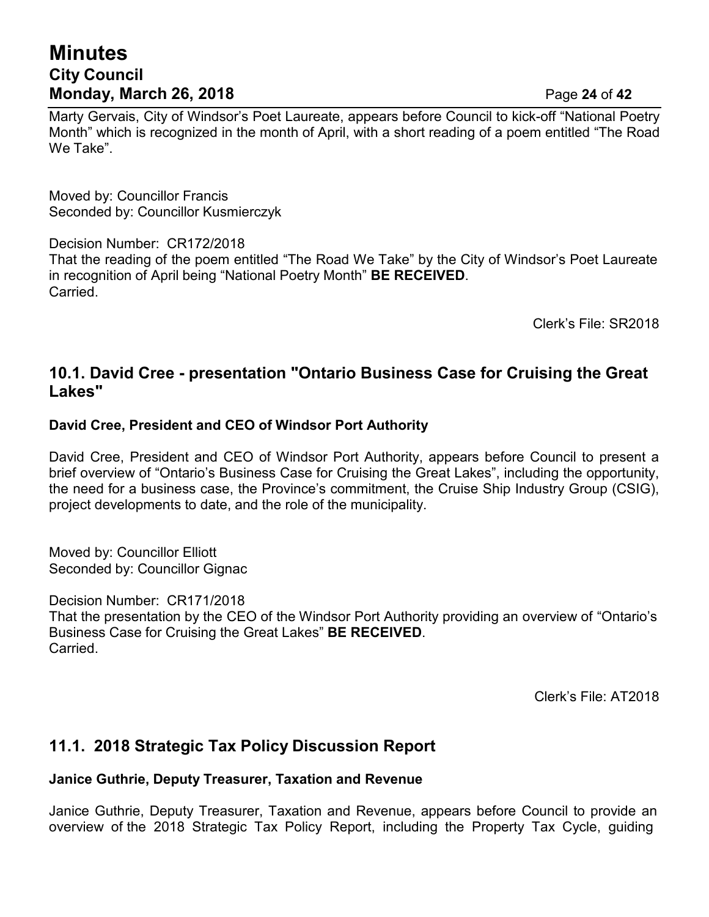Marty Gervais, City of Windsor's Poet Laureate, appears before Council to kick-off "National Poetry Month" which is recognized in the month of April, with a short reading of a poem entitled "The Road We Take".

Moved by: Councillor Francis
Seconded by: Councillor Kusmierczyk

Decision Number: CR172/2018
That the reading of the poem entitled "The Road We Take" by the City of Windsor's Poet Laureate in recognition of April being "National Poetry Month" **BE RECEIVED**.
Carried.

Clerk's File: SR2018

## 10.1. David Cree - presentation "Ontario Business Case for Cruising the Great Lakes"

**David Cree, President and CEO of Windsor Port Authority**

David Cree, President and CEO of Windsor Port Authority, appears before Council to present a brief overview of "Ontario's Business Case for Cruising the Great Lakes", including the opportunity, the need for a business case, the Province's commitment, the Cruise Ship Industry Group (CSIG), project developments to date, and the role of the municipality.

Moved by: Councillor Elliott
Seconded by: Councillor Gignac

Decision Number: CR171/2018
That the presentation by the CEO of the Windsor Port Authority providing an overview of "Ontario's Business Case for Cruising the Great Lakes" **BE RECEIVED**.
Carried.

Clerk's File: AT2018

## 11.1. 2018 Strategic Tax Policy Discussion Report

**Janice Guthrie, Deputy Treasurer, Taxation and Revenue**

Janice Guthrie, Deputy Treasurer, Taxation and Revenue, appears before Council to provide an overview of the 2018 Strategic Tax Policy Report, including the Property Tax Cycle, guiding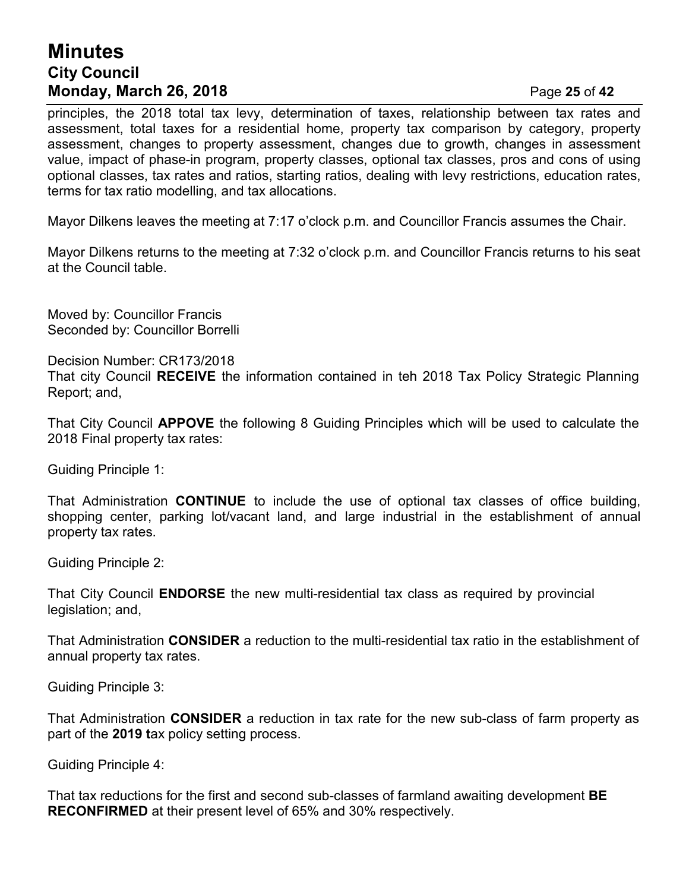principles, the 2018 total tax levy, determination of taxes, relationship between tax rates and assessment, total taxes for a residential home, property tax comparison by category, property assessment, changes to property assessment, changes due to growth, changes in assessment value, impact of phase-in program, property classes, optional tax classes, pros and cons of using optional classes, tax rates and ratios, starting ratios, dealing with levy restrictions, education rates, terms for tax ratio modelling, and tax allocations.

Mayor Dilkens leaves the meeting at 7:17 o'clock p.m. and Councillor Francis assumes the Chair.

Mayor Dilkens returns to the meeting at 7:32 o'clock p.m. and Councillor Francis returns to his seat at the Council table.

Moved by: Councillor Francis
Seconded by: Councillor Borrelli

Decision Number: CR173/2018
That city Council **RECEIVE** the information contained in teh 2018 Tax Policy Strategic Planning Report; and,

That City Council **APPOVE** the following 8 Guiding Principles which will be used to calculate the 2018 Final property tax rates:

Guiding Principle 1:

That Administration **CONTINUE** to include the use of optional tax classes of office building, shopping center, parking lot/vacant land, and large industrial in the establishment of annual property tax rates.

Guiding Principle 2:

That City Council **ENDORSE** the new multi-residential tax class as required by provincial legislation; and,

That Administration **CONSIDER** a reduction to the multi-residential tax ratio in the establishment of annual property tax rates.

Guiding Principle 3:

That Administration **CONSIDER** a reduction in tax rate for the new sub-class of farm property as part of the **2019 t**ax policy setting process.

Guiding Principle 4:

That tax reductions for the first and second sub-classes of farmland awaiting development **BE RECONFIRMED** at their present level of 65% and 30% respectively.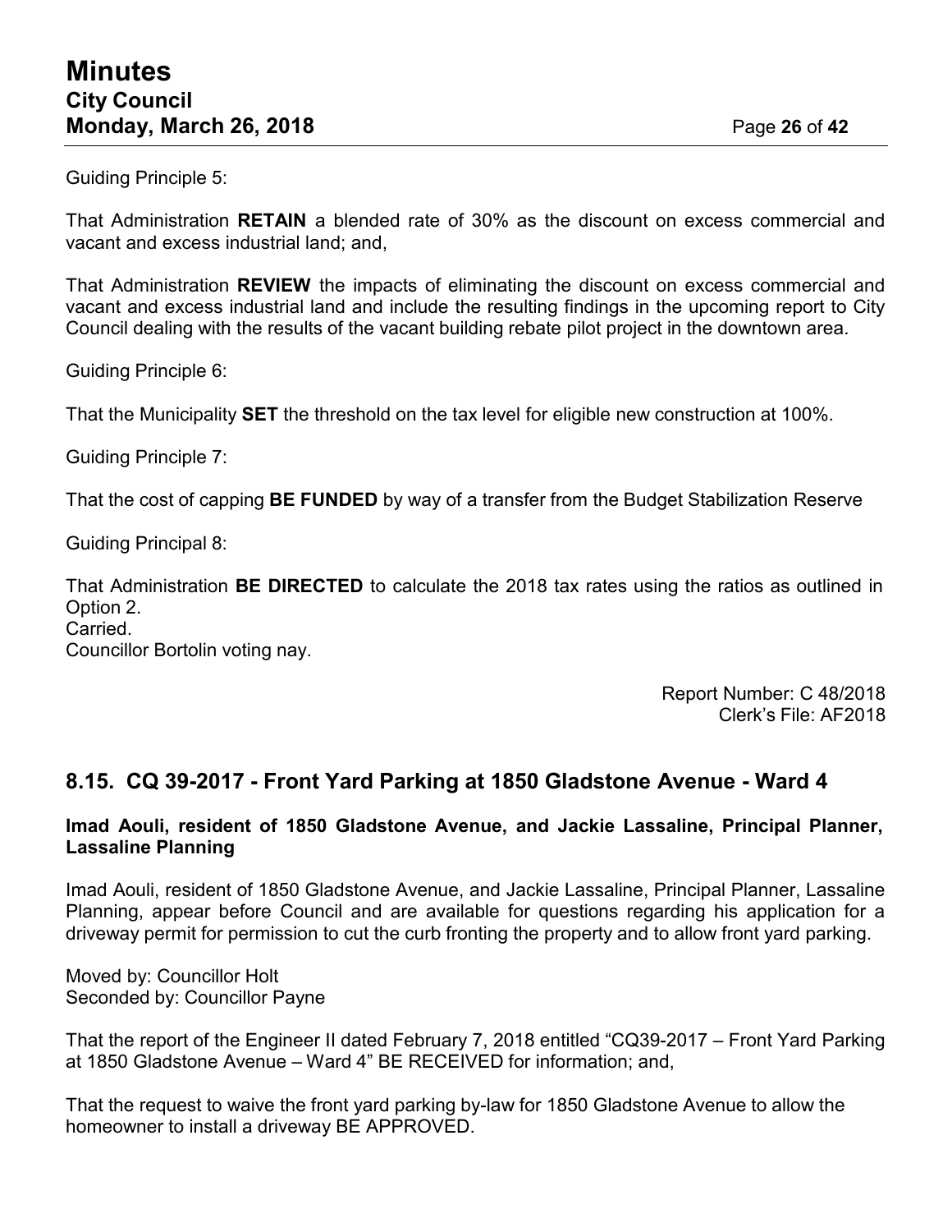Guiding Principle 5:

That Administration **RETAIN** a blended rate of 30% as the discount on excess commercial and vacant and excess industrial land; and,

That Administration **REVIEW** the impacts of eliminating the discount on excess commercial and vacant and excess industrial land and include the resulting findings in the upcoming report to City Council dealing with the results of the vacant building rebate pilot project in the downtown area.

Guiding Principle 6:

That the Municipality **SET** the threshold on the tax level for eligible new construction at 100%.

Guiding Principle 7:

That the cost of capping **BE FUNDED** by way of a transfer from the Budget Stabilization Reserve

Guiding Principal 8:

That Administration **BE DIRECTED** to calculate the 2018 tax rates using the ratios as outlined in Option 2.
Carried.
Councillor Bortolin voting nay.

Report Number: C 48/2018
Clerk's File: AF2018

## 8.15. CQ 39-2017 - Front Yard Parking at 1850 Gladstone Avenue - Ward 4

**Imad Aouli, resident of 1850 Gladstone Avenue, and Jackie Lassaline, Principal Planner, Lassaline Planning**

Imad Aouli, resident of 1850 Gladstone Avenue, and Jackie Lassaline, Principal Planner, Lassaline Planning, appear before Council and are available for questions regarding his application for a driveway permit for permission to cut the curb fronting the property and to allow front yard parking.

Moved by: Councillor Holt
Seconded by: Councillor Payne

That the report of the Engineer II dated February 7, 2018 entitled "CQ39-2017 – Front Yard Parking at 1850 Gladstone Avenue – Ward 4" BE RECEIVED for information; and,

That the request to waive the front yard parking by-law for 1850 Gladstone Avenue to allow the homeowner to install a driveway BE APPROVED.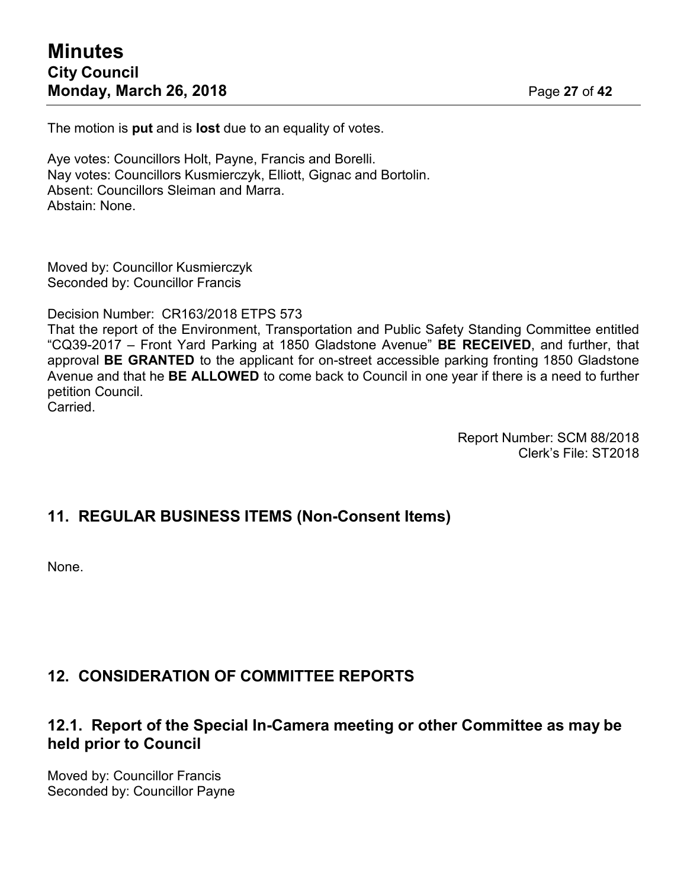The motion is **put** and is **lost** due to an equality of votes.

Aye votes: Councillors Holt, Payne, Francis and Borelli.
Nay votes: Councillors Kusmierczyk, Elliott, Gignac and Bortolin.
Absent: Councillors Sleiman and Marra.
Abstain: None.

Moved by: Councillor Kusmierczyk
Seconded by: Councillor Francis

Decision Number: CR163/2018 ETPS 573
That the report of the Environment, Transportation and Public Safety Standing Committee entitled "CQ39-2017 – Front Yard Parking at 1850 Gladstone Avenue" **BE RECEIVED**, and further, that approval **BE GRANTED** to the applicant for on-street accessible parking fronting 1850 Gladstone Avenue and that he **BE ALLOWED** to come back to Council in one year if there is a need to further petition Council.
Carried.

Report Number: SCM 88/2018
Clerk's File: ST2018

## 11. REGULAR BUSINESS ITEMS (Non-Consent Items)

None.

## 12. CONSIDERATION OF COMMITTEE REPORTS

### 12.1. Report of the Special In-Camera meeting or other Committee as may be held prior to Council

Moved by: Councillor Francis
Seconded by: Councillor Payne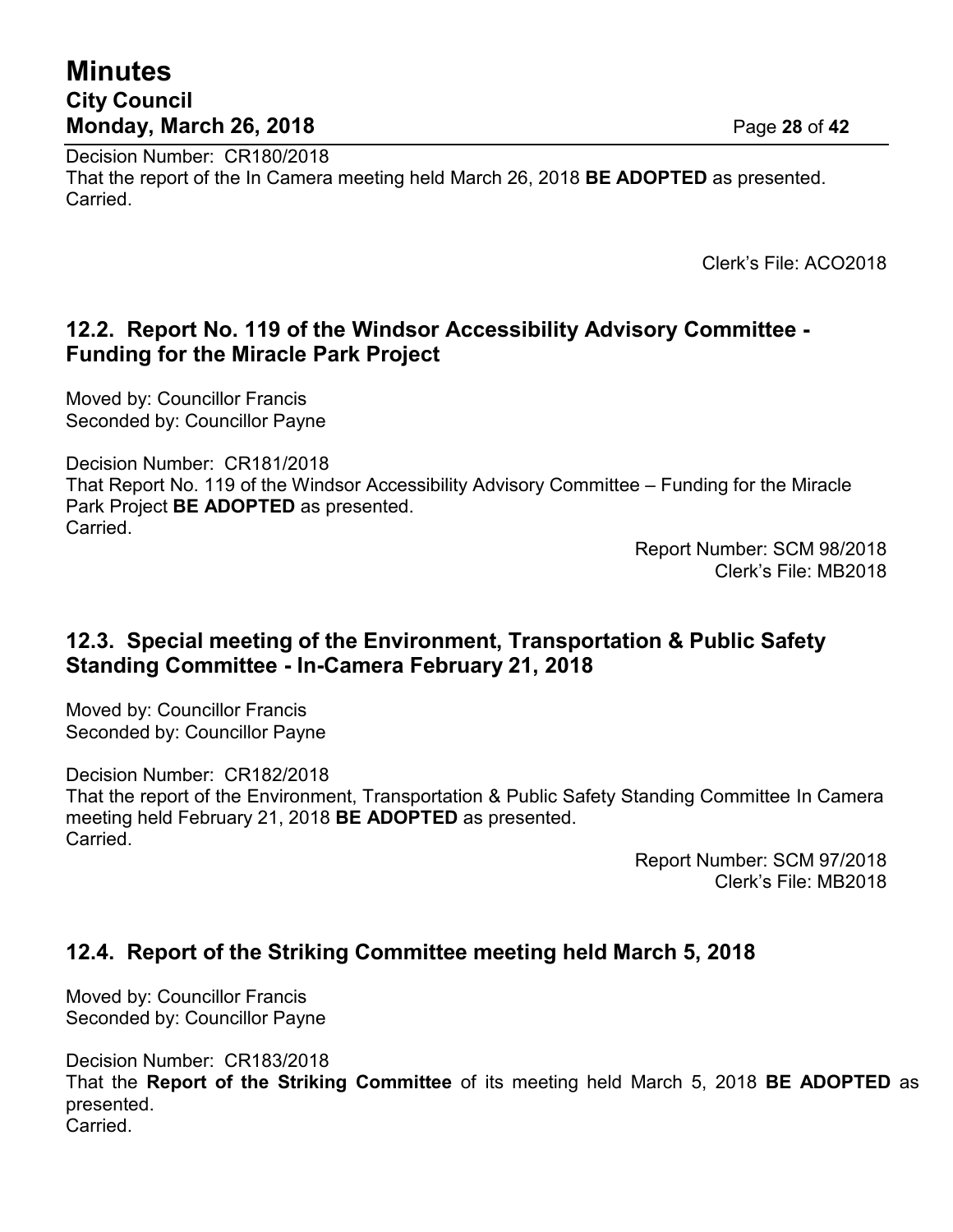Decision Number: CR180/2018
That the report of the In Camera meeting held March 26, 2018 **BE ADOPTED** as presented.
Carried.

Clerk's File: ACO2018

## 12.2. Report No. 119 of the Windsor Accessibility Advisory Committee - Funding for the Miracle Park Project

Moved by: Councillor Francis
Seconded by: Councillor Payne

Decision Number: CR181/2018
That Report No. 119 of the Windsor Accessibility Advisory Committee – Funding for the Miracle Park Project **BE ADOPTED** as presented.
Carried.

Report Number: SCM 98/2018
Clerk's File: MB2018

## 12.3. Special meeting of the Environment, Transportation & Public Safety Standing Committee - In-Camera February 21, 2018

Moved by: Councillor Francis
Seconded by: Councillor Payne

Decision Number: CR182/2018
That the report of the Environment, Transportation & Public Safety Standing Committee In Camera meeting held February 21, 2018 **BE ADOPTED** as presented.
Carried.

Report Number: SCM 97/2018
Clerk's File: MB2018

## 12.4. Report of the Striking Committee meeting held March 5, 2018

Moved by: Councillor Francis
Seconded by: Councillor Payne

Decision Number: CR183/2018
That the **Report of the Striking Committee** of its meeting held March 5, 2018 **BE ADOPTED** as presented.
Carried.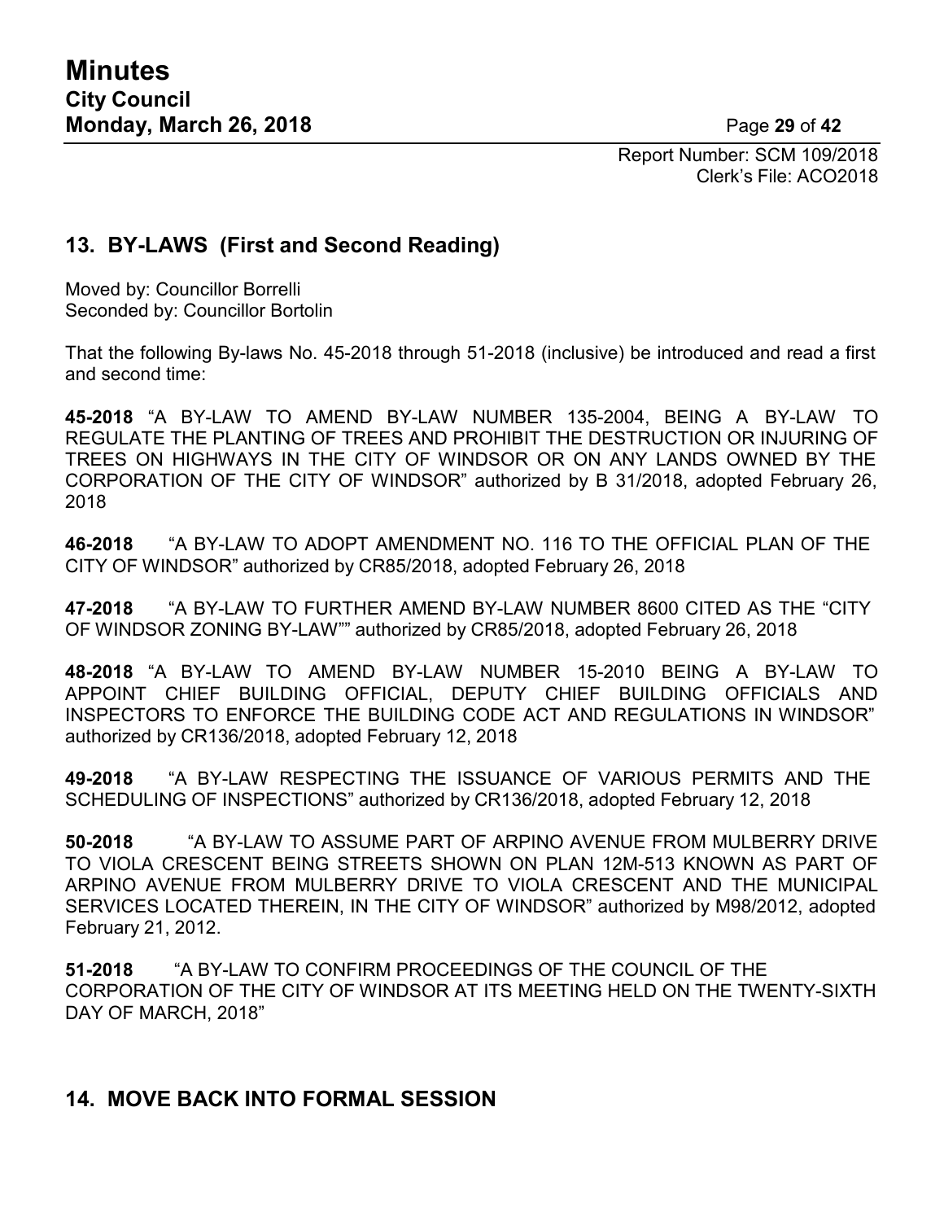Report Number: SCM 109/2018
Clerk's File: ACO2018

## 13. BY-LAWS (First and Second Reading)

Moved by: Councillor Borrelli
Seconded by: Councillor Bortolin

That the following By-laws No. 45-2018 through 51-2018 (inclusive) be introduced and read a first and second time:

**45-2018** "A BY-LAW TO AMEND BY-LAW NUMBER 135-2004, BEING A BY-LAW TO REGULATE THE PLANTING OF TREES AND PROHIBIT THE DESTRUCTION OR INJURING OF TREES ON HIGHWAYS IN THE CITY OF WINDSOR OR ON ANY LANDS OWNED BY THE CORPORATION OF THE CITY OF WINDSOR" authorized by B 31/2018, adopted February 26, 2018

**46-2018** "A BY-LAW TO ADOPT AMENDMENT NO. 116 TO THE OFFICIAL PLAN OF THE CITY OF WINDSOR" authorized by CR85/2018, adopted February 26, 2018

**47-2018** "A BY-LAW TO FURTHER AMEND BY-LAW NUMBER 8600 CITED AS THE "CITY OF WINDSOR ZONING BY-LAW"" authorized by CR85/2018, adopted February 26, 2018

**48-2018** "A BY-LAW TO AMEND BY-LAW NUMBER 15-2010 BEING A BY-LAW TO APPOINT CHIEF BUILDING OFFICIAL, DEPUTY CHIEF BUILDING OFFICIALS AND INSPECTORS TO ENFORCE THE BUILDING CODE ACT AND REGULATIONS IN WINDSOR" authorized by CR136/2018, adopted February 12, 2018

**49-2018** "A BY-LAW RESPECTING THE ISSUANCE OF VARIOUS PERMITS AND THE SCHEDULING OF INSPECTIONS" authorized by CR136/2018, adopted February 12, 2018

**50-2018** "A BY-LAW TO ASSUME PART OF ARPINO AVENUE FROM MULBERRY DRIVE TO VIOLA CRESCENT BEING STREETS SHOWN ON PLAN 12M-513 KNOWN AS PART OF ARPINO AVENUE FROM MULBERRY DRIVE TO VIOLA CRESCENT AND THE MUNICIPAL SERVICES LOCATED THEREIN, IN THE CITY OF WINDSOR" authorized by M98/2012, adopted February 21, 2012.

**51-2018** "A BY-LAW TO CONFIRM PROCEEDINGS OF THE COUNCIL OF THE CORPORATION OF THE CITY OF WINDSOR AT ITS MEETING HELD ON THE TWENTY-SIXTH DAY OF MARCH, 2018"

## 14. MOVE BACK INTO FORMAL SESSION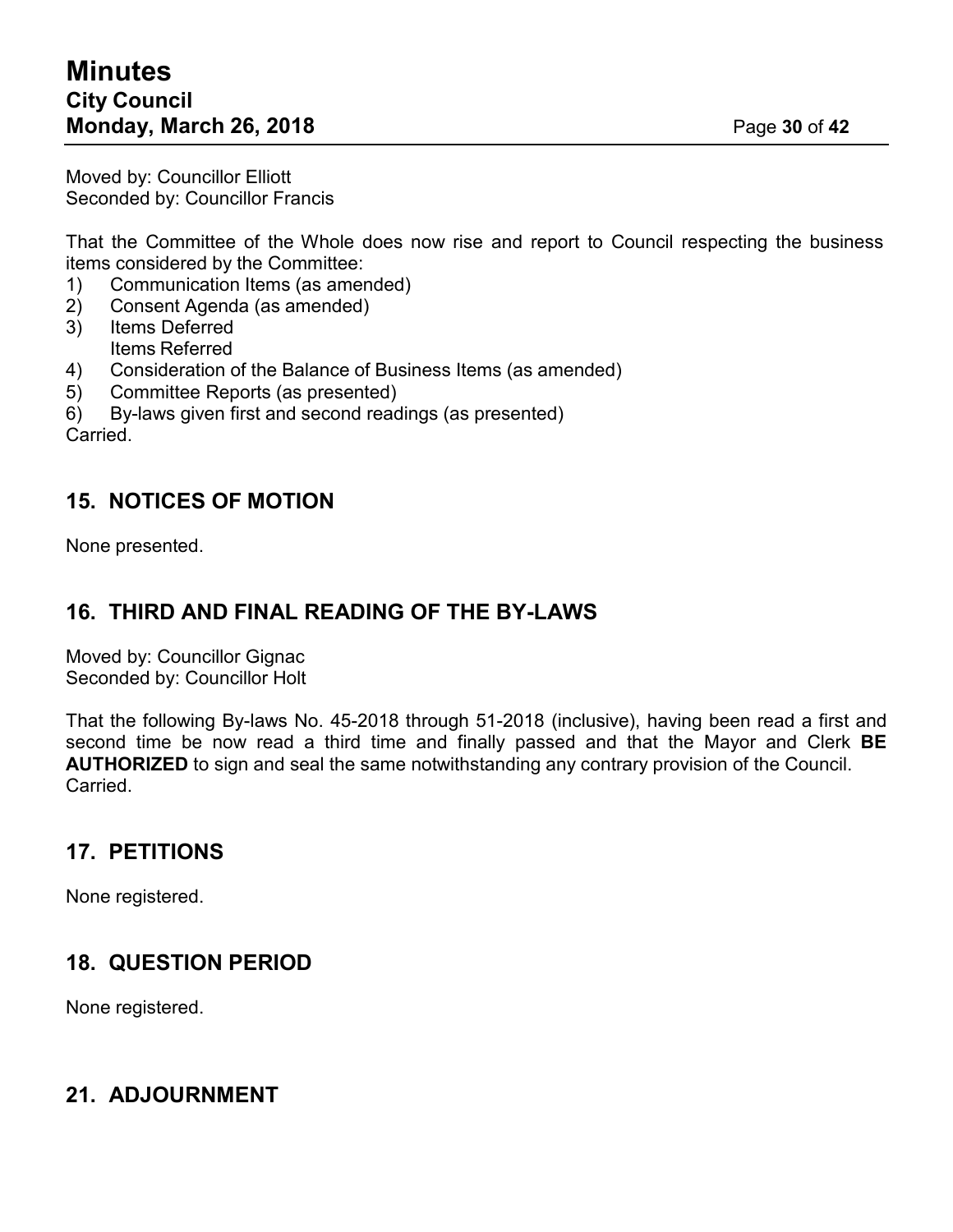Moved by: Councillor Elliott
Seconded by: Councillor Francis

That the Committee of the Whole does now rise and report to Council respecting the business items considered by the Committee:

1) Communication Items (as amended)
2) Consent Agenda (as amended)
3) Items Deferred
   Items Referred
4) Consideration of the Balance of Business Items (as amended)
5) Committee Reports (as presented)
6) By-laws given first and second readings (as presented)

Carried.

## 15. NOTICES OF MOTION

None presented.

## 16. THIRD AND FINAL READING OF THE BY-LAWS

Moved by: Councillor Gignac
Seconded by: Councillor Holt

That the following By-laws No. 45-2018 through 51-2018 (inclusive), having been read a first and second time be now read a third time and finally passed and that the Mayor and Clerk **BE AUTHORIZED** to sign and seal the same notwithstanding any contrary provision of the Council.
Carried.

## 17. PETITIONS

None registered.

## 18. QUESTION PERIOD

None registered.

## 21. ADJOURNMENT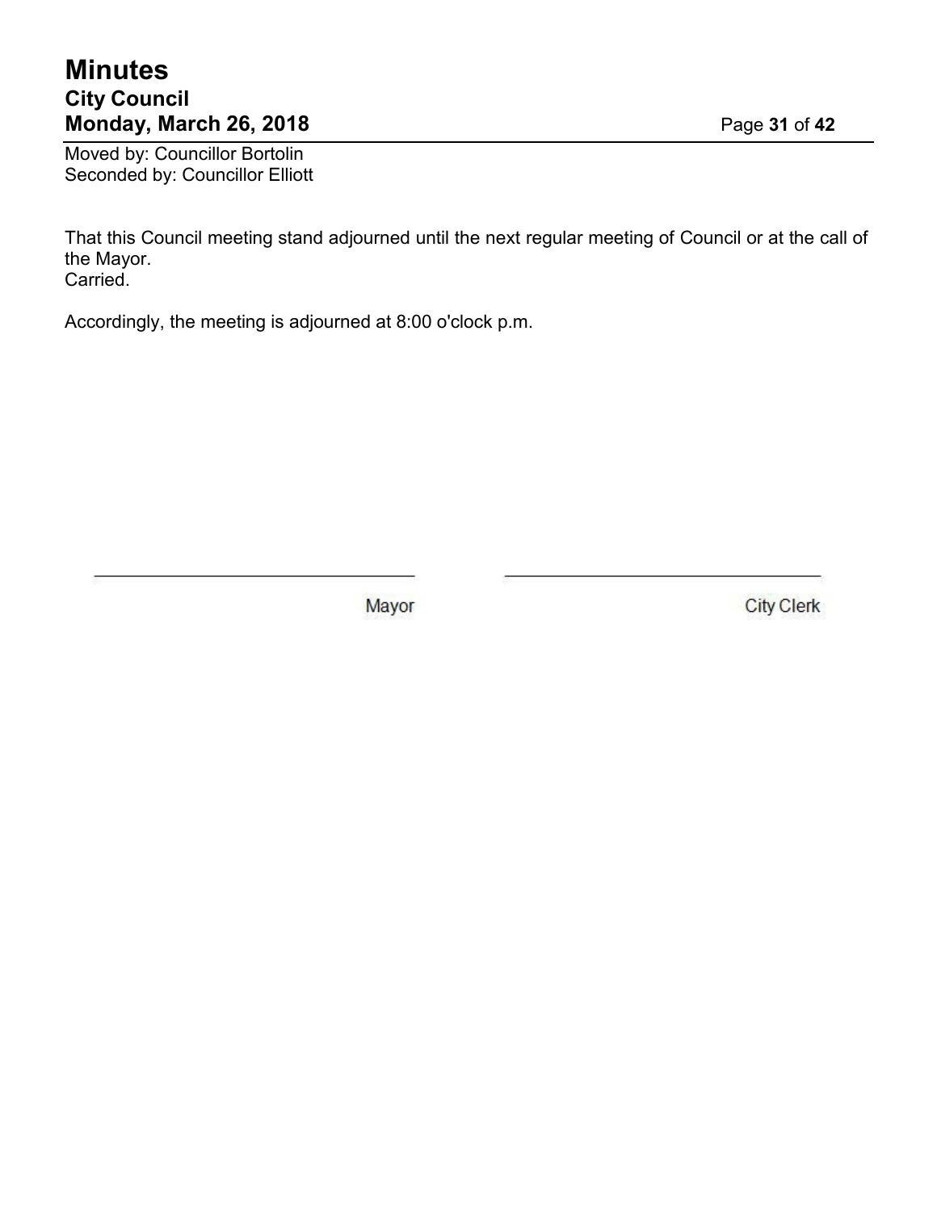Moved by: Councillor Bortolin
Seconded by: Councillor Elliott

That this Council meeting stand adjourned until the next regular meeting of Council or at the call of the Mayor.
Carried.

Accordingly, the meeting is adjourned at 8:00 o'clock p.m.

| \_\_\_\_\_\_\_\_\_\_\_\_\_\_\_\_\_\_\_\_\_\_\_\_\_\_\_\_\_\_ | \_\_\_\_\_\_\_\_\_\_\_\_\_\_\_\_\_\_\_\_\_\_\_\_\_\_\_\_\_\_ |
| --- | --- |
| Mayor | City Clerk |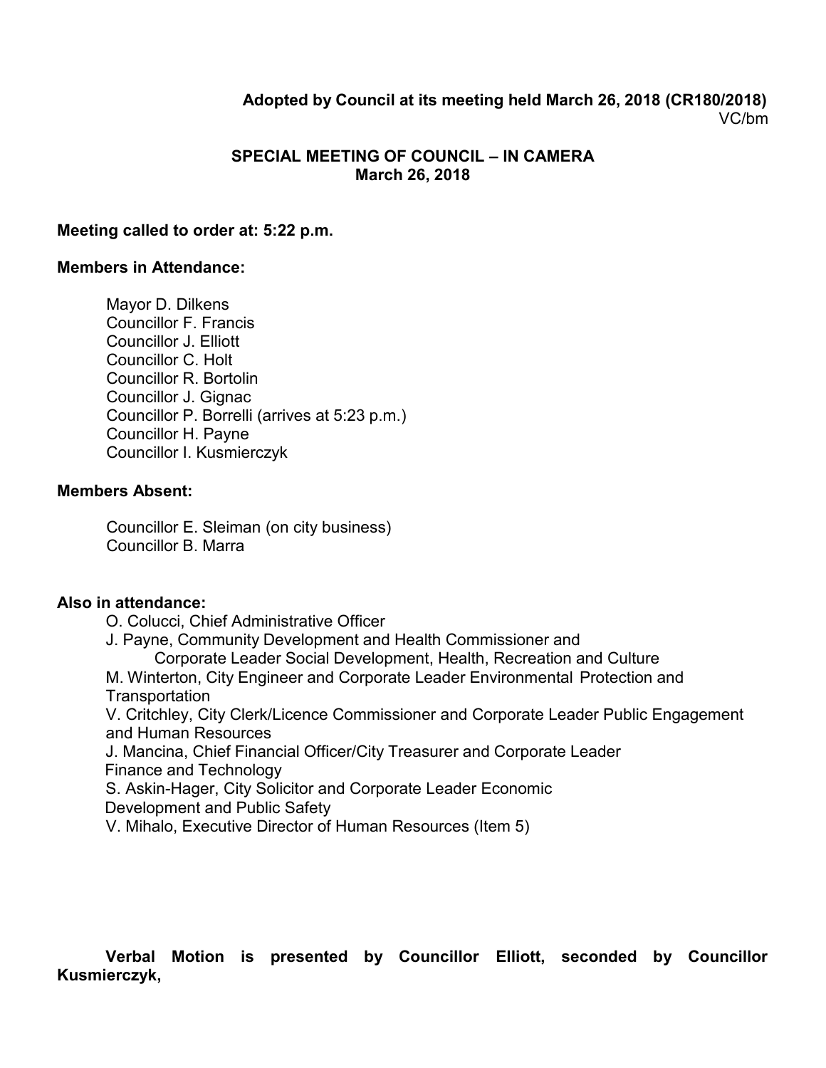**Adopted by Council at its meeting held March 26, 2018 (CR180/2018)**
VC/bm

**SPECIAL MEETING OF COUNCIL – IN CAMERA**
**March 26, 2018**

**Meeting called to order at: 5:22 p.m.**

**Members in Attendance:**

Mayor D. Dilkens
Councillor F. Francis
Councillor J. Elliott
Councillor C. Holt
Councillor R. Bortolin
Councillor J. Gignac
Councillor P. Borrelli (arrives at 5:23 p.m.)
Councillor H. Payne
Councillor I. Kusmierczyk

**Members Absent:**

Councillor E. Sleiman (on city business)
Councillor B. Marra

**Also in attendance:**

O. Colucci, Chief Administrative Officer
J. Payne, Community Development and Health Commissioner and
Corporate Leader Social Development, Health, Recreation and Culture
M. Winterton, City Engineer and Corporate Leader Environmental Protection and Transportation
V. Critchley, City Clerk/Licence Commissioner and Corporate Leader Public Engagement and Human Resources
J. Mancina, Chief Financial Officer/City Treasurer and Corporate Leader Finance and Technology
S. Askin-Hager, City Solicitor and Corporate Leader Economic Development and Public Safety
V. Mihalo, Executive Director of Human Resources (Item 5)

**Verbal Motion is presented by Councillor Elliott, seconded by Councillor Kusmierczyk,**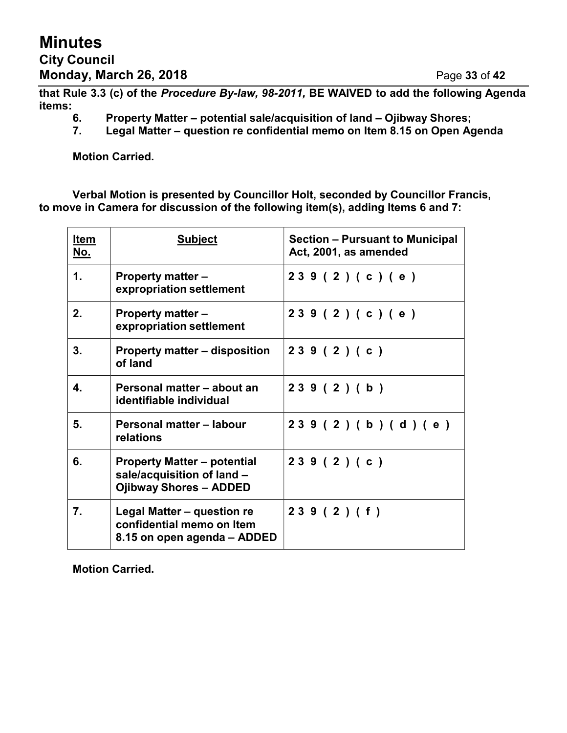**that Rule 3.3 (c) of the *Procedure By-law, 98-2011,* BE WAIVED to add the following Agenda items:**

6. **Property Matter – potential sale/acquisition of land – Ojibway Shores;**
7. **Legal Matter – question re confidential memo on Item 8.15 on Open Agenda**

**Motion Carried.**

**Verbal Motion is presented by Councillor Holt, seconded by Councillor Francis, to move in Camera for discussion of the following item(s), adding Items 6 and 7:**

| Item No. | Subject | Section – Pursuant to Municipal Act, 2001, as amended |
|---|---|---|
| 1. | Property matter – expropriation settlement | 239 (2) (c) (e) |
| 2. | Property matter – expropriation settlement | 239 (2) (c) (e) |
| 3. | Property matter – disposition of land | 239 (2) (c) |
| 4. | Personal matter – about an identifiable individual | 239 (2) (b) |
| 5. | Personal matter – labour relations | 239 (2) (b) (d) (e) |
| 6. | Property Matter – potential sale/acquisition of land – Ojibway Shores – ADDED | 239 (2) (c) |
| 7. | Legal Matter – question re confidential memo on Item 8.15 on open agenda – ADDED | 239 (2) (f) |

**Motion Carried.**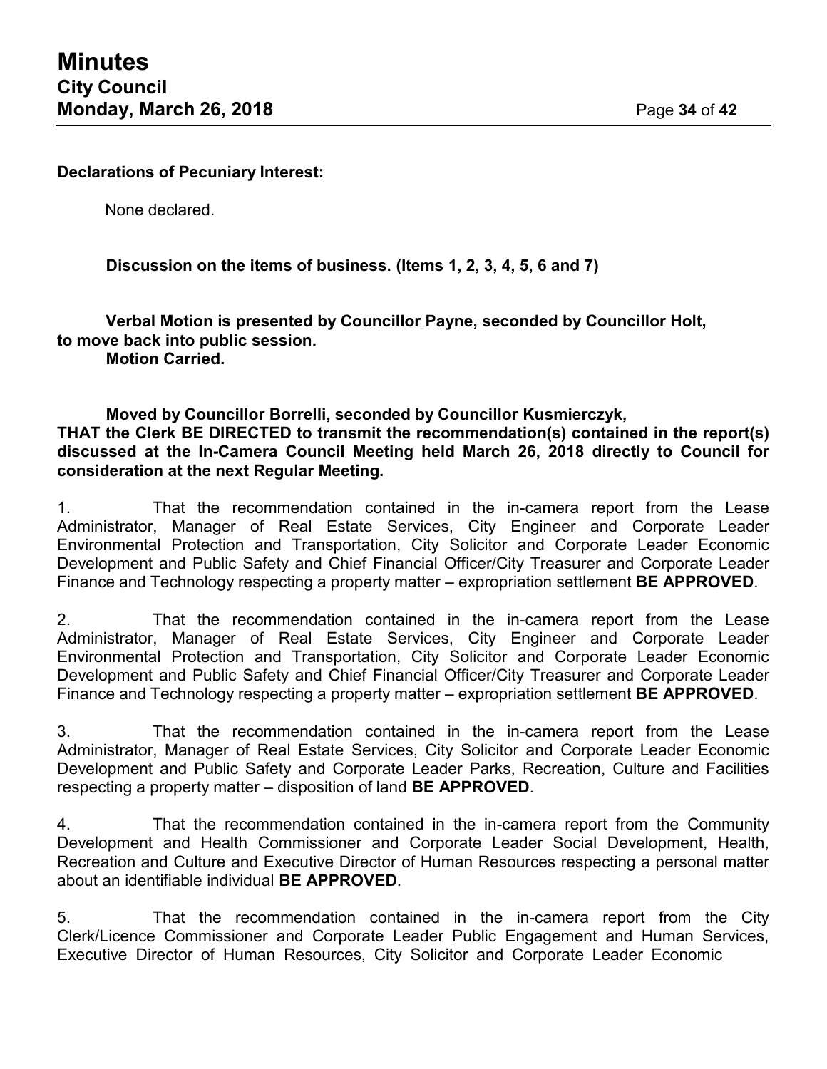**Declarations of Pecuniary Interest:**

None declared.

**Discussion on the items of business. (Items 1, 2, 3, 4, 5, 6 and 7)**

**Verbal Motion is presented by Councillor Payne, seconded by Councillor Holt, to move back into public session.**
**Motion Carried.**

**Moved by Councillor Borrelli, seconded by Councillor Kusmierczyk,**
**THAT the Clerk BE DIRECTED to transmit the recommendation(s) contained in the report(s) discussed at the In-Camera Council Meeting held March 26, 2018 directly to Council for consideration at the next Regular Meeting.**

1. That the recommendation contained in the in-camera report from the Lease Administrator, Manager of Real Estate Services, City Engineer and Corporate Leader Environmental Protection and Transportation, City Solicitor and Corporate Leader Economic Development and Public Safety and Chief Financial Officer/City Treasurer and Corporate Leader Finance and Technology respecting a property matter – expropriation settlement **BE APPROVED**.

2. That the recommendation contained in the in-camera report from the Lease Administrator, Manager of Real Estate Services, City Engineer and Corporate Leader Environmental Protection and Transportation, City Solicitor and Corporate Leader Economic Development and Public Safety and Chief Financial Officer/City Treasurer and Corporate Leader Finance and Technology respecting a property matter – expropriation settlement **BE APPROVED**.

3. That the recommendation contained in the in-camera report from the Lease Administrator, Manager of Real Estate Services, City Solicitor and Corporate Leader Economic Development and Public Safety and Corporate Leader Parks, Recreation, Culture and Facilities respecting a property matter – disposition of land **BE APPROVED**.

4. That the recommendation contained in the in-camera report from the Community Development and Health Commissioner and Corporate Leader Social Development, Health, Recreation and Culture and Executive Director of Human Resources respecting a personal matter about an identifiable individual **BE APPROVED**.

5. That the recommendation contained in the in-camera report from the City Clerk/Licence Commissioner and Corporate Leader Public Engagement and Human Services, Executive Director of Human Resources, City Solicitor and Corporate Leader Economic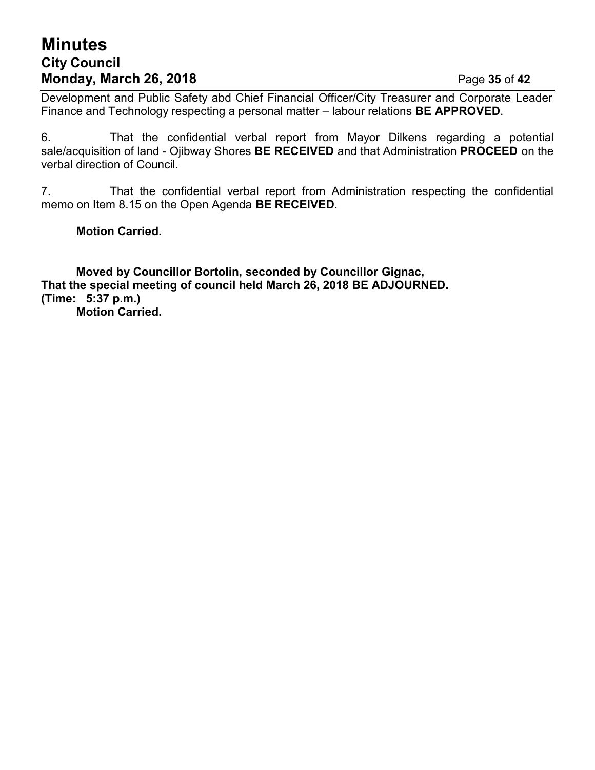Development and Public Safety abd Chief Financial Officer/City Treasurer and Corporate Leader Finance and Technology respecting a personal matter – labour relations **BE APPROVED**.

6. That the confidential verbal report from Mayor Dilkens regarding a potential sale/acquisition of land - Ojibway Shores **BE RECEIVED** and that Administration **PROCEED** on the verbal direction of Council.

7. That the confidential verbal report from Administration respecting the confidential memo on Item 8.15 on the Open Agenda **BE RECEIVED**.

**Motion Carried.**

**Moved by Councillor Bortolin, seconded by Councillor Gignac,**
**That the special meeting of council held March 26, 2018 BE ADJOURNED.**
**(Time: 5:37 p.m.)**
**Motion Carried.**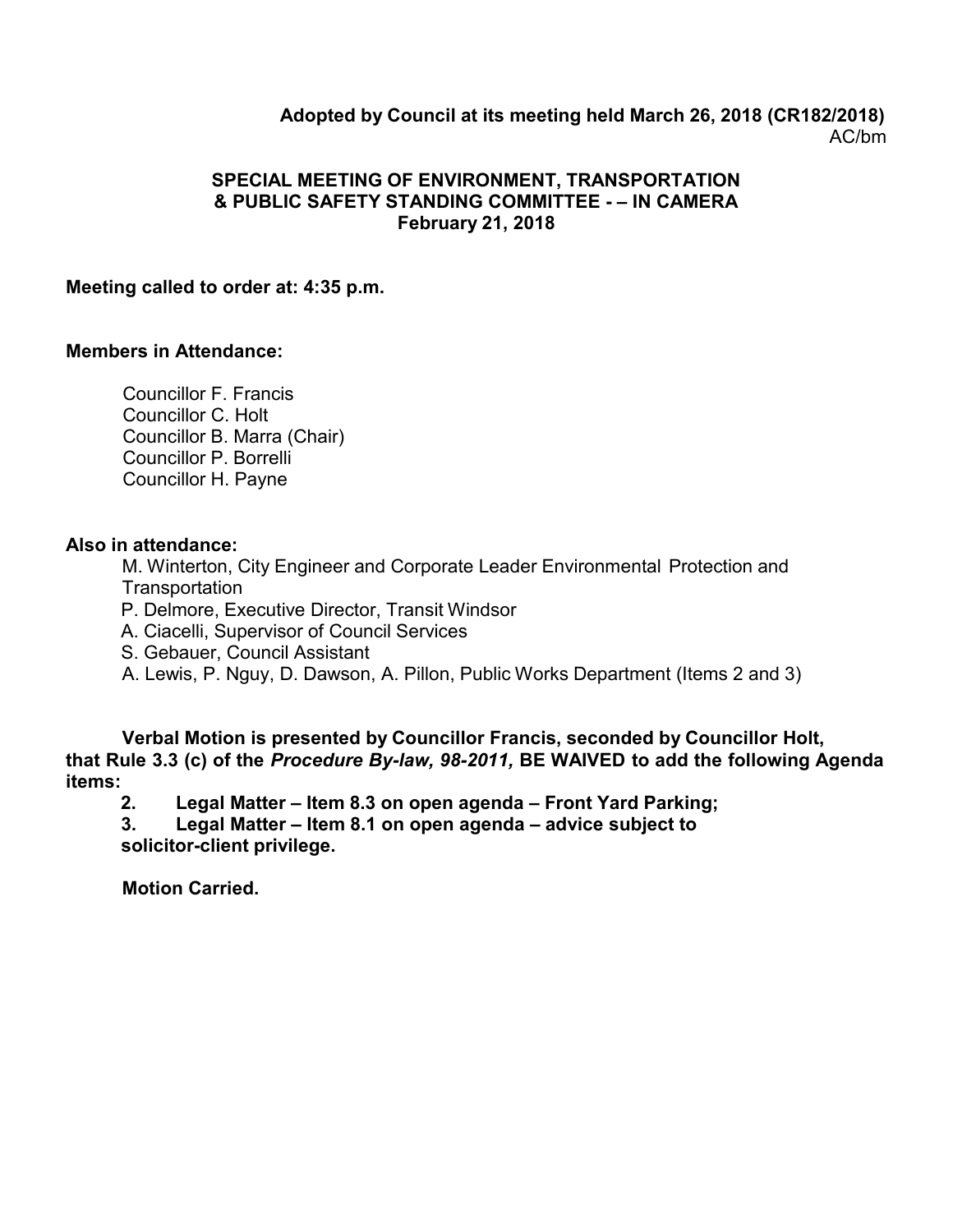**Adopted by Council at its meeting held March 26, 2018 (CR182/2018)**
AC/bm

**SPECIAL MEETING OF ENVIRONMENT, TRANSPORTATION & PUBLIC SAFETY STANDING COMMITTEE - – IN CAMERA**
**February 21, 2018**

**Meeting called to order at: 4:35 p.m.**

**Members in Attendance:**

Councillor F. Francis
Councillor C. Holt
Councillor B. Marra (Chair)
Councillor P. Borrelli
Councillor H. Payne

**Also in attendance:**

M. Winterton, City Engineer and Corporate Leader Environmental Protection and Transportation
P. Delmore, Executive Director, Transit Windsor
A. Ciacelli, Supervisor of Council Services
S. Gebauer, Council Assistant
A. Lewis, P. Nguy, D. Dawson, A. Pillon, Public Works Department (Items 2 and 3)

**Verbal Motion is presented by Councillor Francis, seconded by Councillor Holt, that Rule 3.3 (c) of the *Procedure By-law, 98-2011,* BE WAIVED to add the following Agenda items:**

**2. Legal Matter – Item 8.3 on open agenda – Front Yard Parking;**
**3. Legal Matter – Item 8.1 on open agenda – advice subject to solicitor-client privilege.**

**Motion Carried.**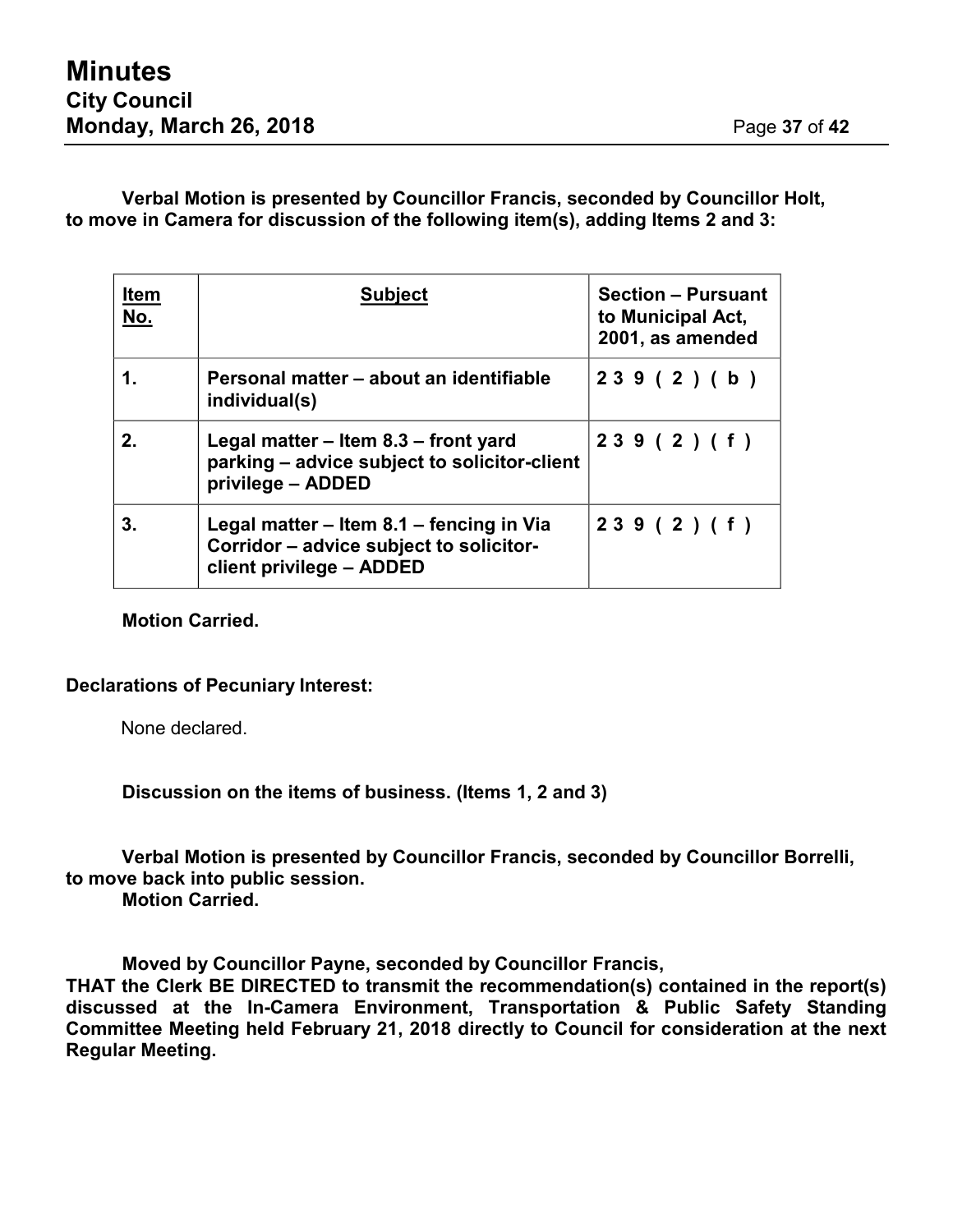**Verbal Motion is presented by Councillor Francis, seconded by Councillor Holt, to move in Camera for discussion of the following item(s), adding Items 2 and 3:**

| Item No. | Subject | Section – Pursuant to Municipal Act, 2001, as amended |
|---|---|---|
| 1. | Personal matter – about an identifiable individual(s) | 239 (2) (b) |
| 2. | Legal matter – Item 8.3 – front yard parking – advice subject to solicitor-client privilege – ADDED | 239 (2) (f) |
| 3. | Legal matter – Item 8.1 – fencing in Via Corridor – advice subject to solicitor-client privilege – ADDED | 239 (2) (f) |

**Motion Carried.**

**Declarations of Pecuniary Interest:**

None declared.

**Discussion on the items of business. (Items 1, 2 and 3)**

**Verbal Motion is presented by Councillor Francis, seconded by Councillor Borrelli, to move back into public session.**
**Motion Carried.**

**Moved by Councillor Payne, seconded by Councillor Francis,**
**THAT the Clerk BE DIRECTED to transmit the recommendation(s) contained in the report(s) discussed at the In-Camera Environment, Transportation & Public Safety Standing Committee Meeting held February 21, 2018 directly to Council for consideration at the next Regular Meeting.**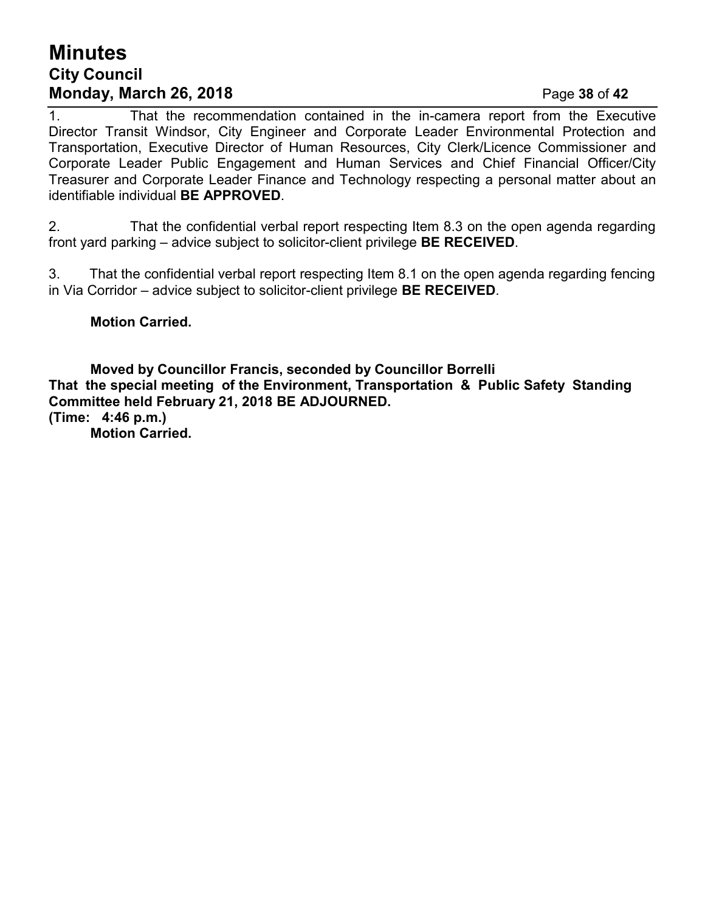1. That the recommendation contained in the in-camera report from the Executive Director Transit Windsor, City Engineer and Corporate Leader Environmental Protection and Transportation, Executive Director of Human Resources, City Clerk/Licence Commissioner and Corporate Leader Public Engagement and Human Services and Chief Financial Officer/City Treasurer and Corporate Leader Finance and Technology respecting a personal matter about an identifiable individual **BE APPROVED**.

2. That the confidential verbal report respecting Item 8.3 on the open agenda regarding front yard parking – advice subject to solicitor-client privilege **BE RECEIVED**.

3. That the confidential verbal report respecting Item 8.1 on the open agenda regarding fencing in Via Corridor – advice subject to solicitor-client privilege **BE RECEIVED**.

**Motion Carried.**

**Moved by Councillor Francis, seconded by Councillor Borrelli**
**That the special meeting of the Environment, Transportation & Public Safety Standing Committee held February 21, 2018 BE ADJOURNED.**
**(Time: 4:46 p.m.)**
**Motion Carried.**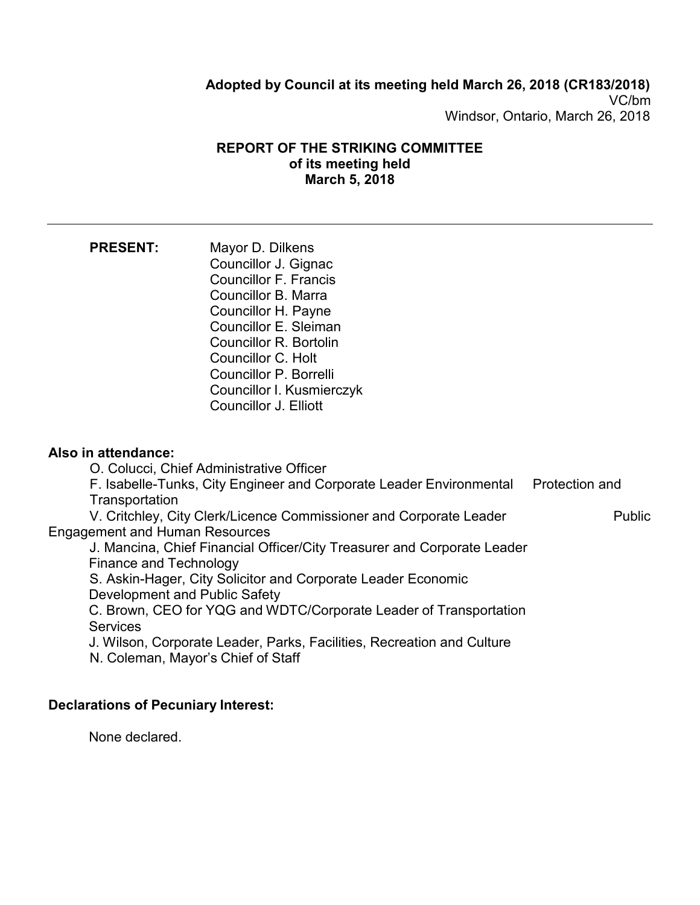**Adopted by Council at its meeting held March 26, 2018 (CR183/2018)**

VC/bm

Windsor, Ontario, March 26, 2018

**REPORT OF THE STRIKING COMMITTEE**
**of its meeting held**
**March 5, 2018**

---

**PRESENT:**

Mayor D. Dilkens
Councillor J. Gignac
Councillor F. Francis
Councillor B. Marra
Councillor H. Payne
Councillor E. Sleiman
Councillor R. Bortolin
Councillor C. Holt
Councillor P. Borrelli
Councillor I. Kusmierczyk
Councillor J. Elliott

**Also in attendance:**

O. Colucci, Chief Administrative Officer
F. Isabelle-Tunks, City Engineer and Corporate Leader Environmental Protection and Transportation
V. Critchley, City Clerk/Licence Commissioner and Corporate Leader Public Engagement and Human Resources
J. Mancina, Chief Financial Officer/City Treasurer and Corporate Leader Finance and Technology
S. Askin-Hager, City Solicitor and Corporate Leader Economic Development and Public Safety
C. Brown, CEO for YQG and WDTC/Corporate Leader of Transportation Services
J. Wilson, Corporate Leader, Parks, Facilities, Recreation and Culture
N. Coleman, Mayor's Chief of Staff

**Declarations of Pecuniary Interest:**

None declared.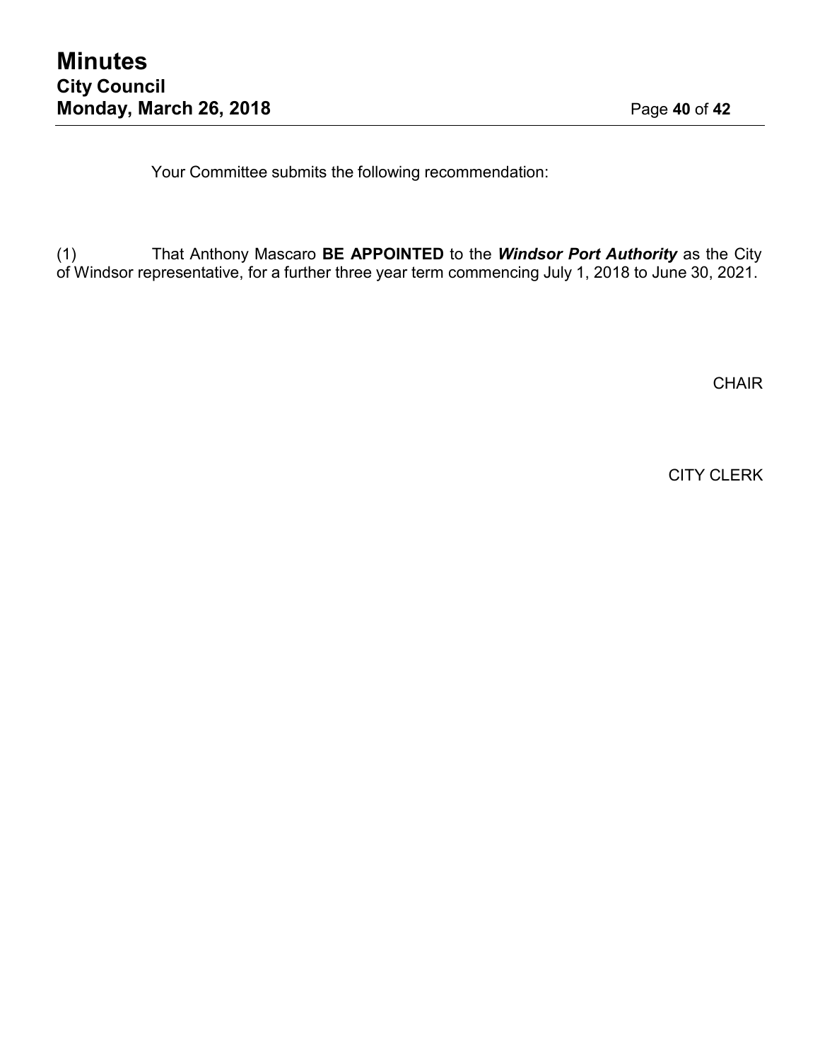Your Committee submits the following recommendation:

(1) That Anthony Mascaro **BE APPOINTED** to the ***Windsor Port Authority*** as the City of Windsor representative, for a further three year term commencing July 1, 2018 to June 30, 2021.

CHAIR

CITY CLERK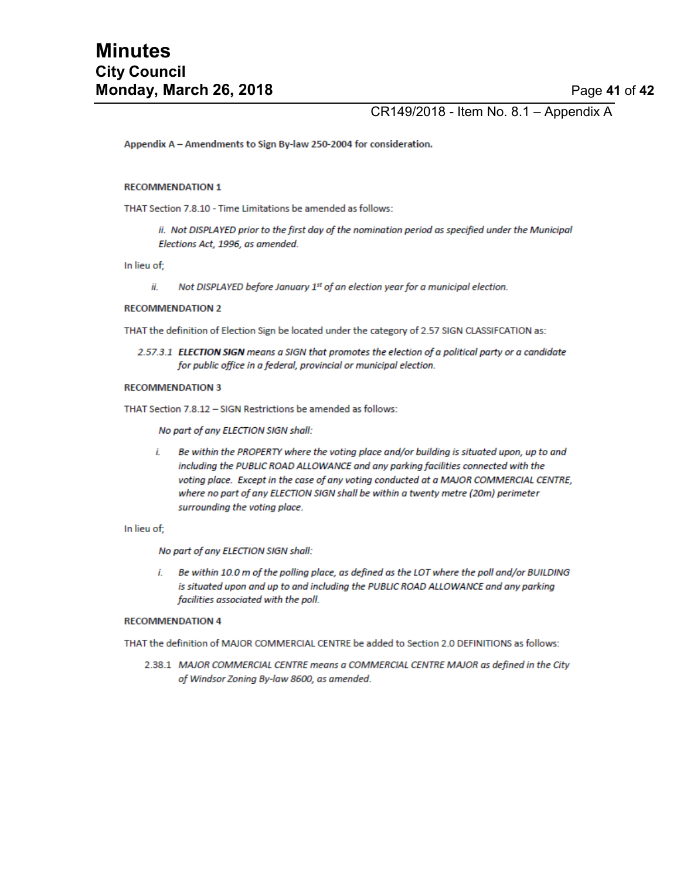CR149/2018 - Item No. 8.1 – Appendix A

**Appendix A – Amendments to Sign By-law 250-2004 for consideration.**

**RECOMMENDATION 1**

THAT Section 7.8.10 - Time Limitations be amended as follows:

> *ii. Not DISPLAYED prior to the first day of the nomination period as specified under the Municipal Elections Act, 1996, as amended.*

In lieu of;

> *ii. Not DISPLAYED before January 1st of an election year for a municipal election.*

**RECOMMENDATION 2**

THAT the definition of Election Sign be located under the category of 2.57 SIGN CLASSIFCATION as:

> *2.57.3.1 **ELECTION SIGN** means a SIGN that promotes the election of a political party or a candidate for public office in a federal, provincial or municipal election.*

**RECOMMENDATION 3**

THAT Section 7.8.12 – SIGN Restrictions be amended as follows:

> *No part of any ELECTION SIGN shall:*
>
> *i. Be within the PROPERTY where the voting place and/or building is situated upon, up to and including the PUBLIC ROAD ALLOWANCE and any parking facilities connected with the voting place. Except in the case of any voting conducted at a MAJOR COMMERCIAL CENTRE, where no part of any ELECTION SIGN shall be within a twenty metre (20m) perimeter surrounding the voting place.*

In lieu of;

> *No part of any ELECTION SIGN shall:*
>
> *i. Be within 10.0 m of the polling place, as defined as the LOT where the poll and/or BUILDING is situated upon and up to and including the PUBLIC ROAD ALLOWANCE and any parking facilities associated with the poll.*

**RECOMMENDATION 4**

THAT the definition of MAJOR COMMERCIAL CENTRE be added to Section 2.0 DEFINITIONS as follows:

> 2.38.1 *MAJOR COMMERCIAL CENTRE means a COMMERCIAL CENTRE MAJOR as defined in the City of Windsor Zoning By-law 8600, as amended.*